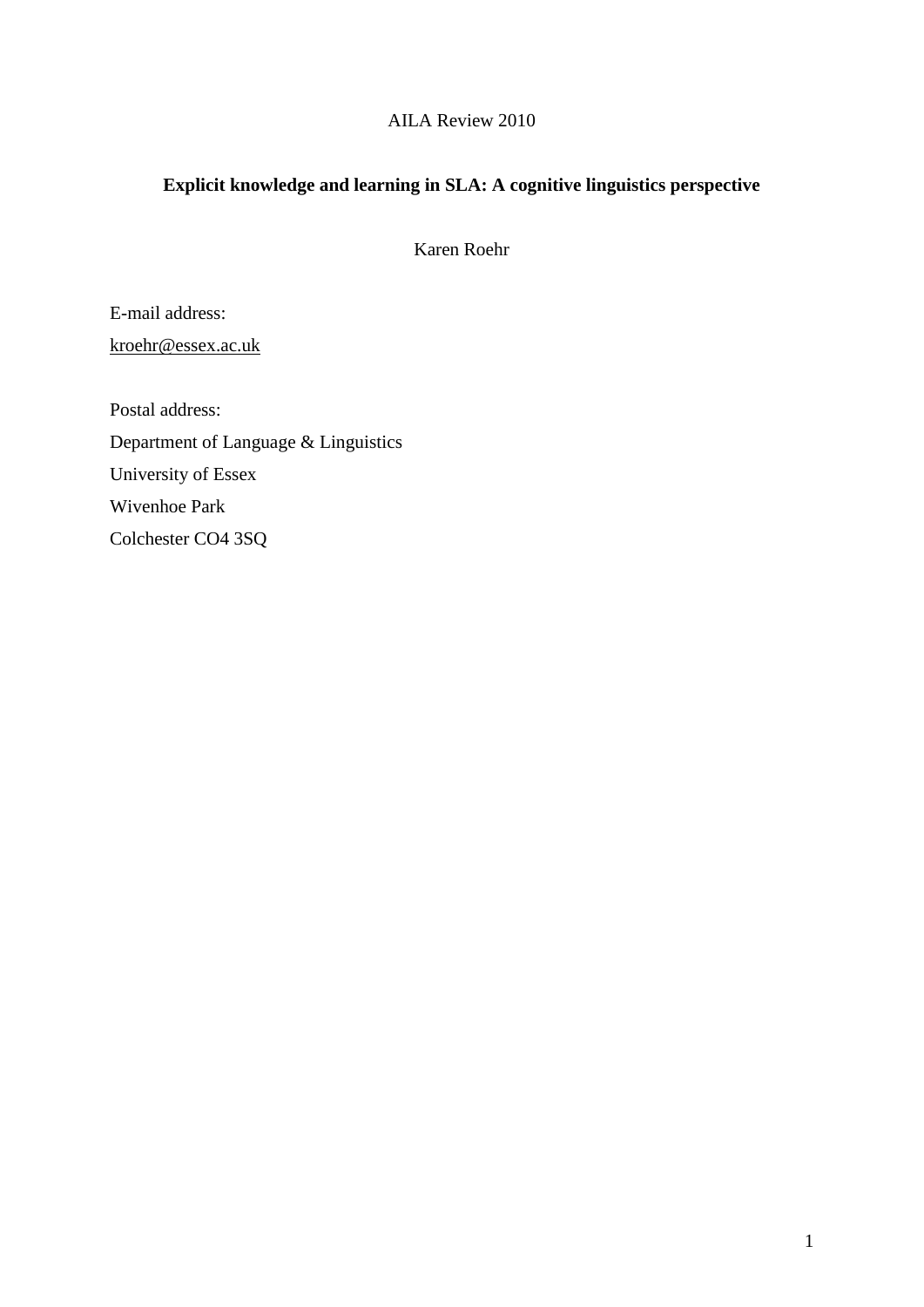AILA Review 2010

# Explicit knowledge and learning in SLA: A cognitive linguistics perspective

Karen Roehr

E-mail address:

kroehr@essex.ac.uk

Postal address:

Department of Language & Linguistics

University of Essex

Wivenhoe Park

Colchester CO4 3SQ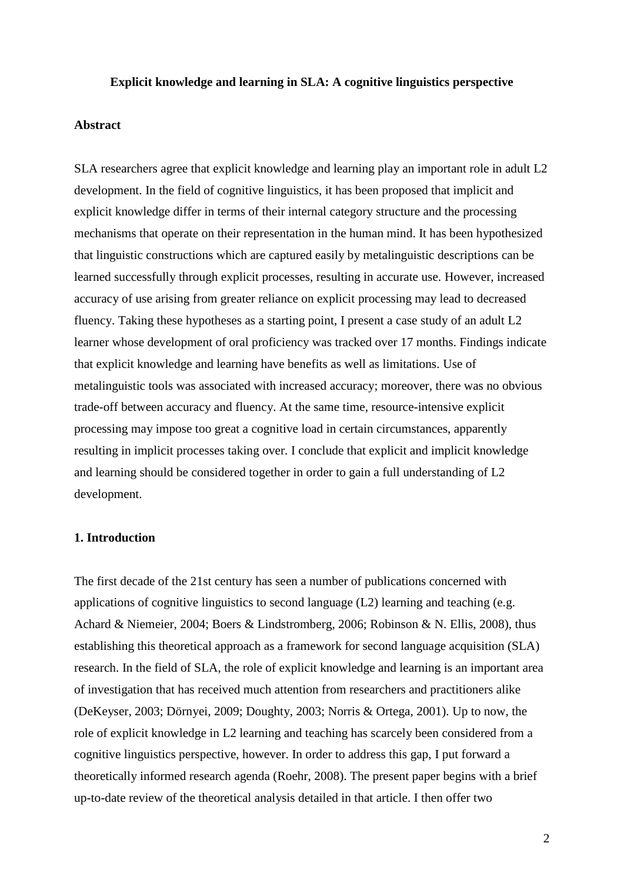**Explicit knowledge and learning in SLA: A cognitive linguistics perspective**

**Abstract**

SLA researchers agree that explicit knowledge and learning play an important role in adult L2 development. In the field of cognitive linguistics, it has been proposed that implicit and explicit knowledge differ in terms of their internal category structure and the processing mechanisms that operate on their representation in the human mind. It has been hypothesized that linguistic constructions which are captured easily by metalinguistic descriptions can be learned successfully through explicit processes, resulting in accurate use. However, increased accuracy of use arising from greater reliance on explicit processing may lead to decreased fluency. Taking these hypotheses as a starting point, I present a case study of an adult L2 learner whose development of oral proficiency was tracked over 17 months. Findings indicate that explicit knowledge and learning have benefits as well as limitations. Use of metalinguistic tools was associated with increased accuracy; moreover, there was no obvious trade-off between accuracy and fluency. At the same time, resource-intensive explicit processing may impose too great a cognitive load in certain circumstances, apparently resulting in implicit processes taking over. I conclude that explicit and implicit knowledge and learning should be considered together in order to gain a full understanding of L2 development.

**1. Introduction**

The first decade of the 21st century has seen a number of publications concerned with applications of cognitive linguistics to second language (L2) learning and teaching (e.g. Achard & Niemeier, 2004; Boers & Lindstromberg, 2006; Robinson & N. Ellis, 2008), thus establishing this theoretical approach as a framework for second language acquisition (SLA) research. In the field of SLA, the role of explicit knowledge and learning is an important area of investigation that has received much attention from researchers and practitioners alike (DeKeyser, 2003; Dörnyei, 2009; Doughty, 2003; Norris & Ortega, 2001). Up to now, the role of explicit knowledge in L2 learning and teaching has scarcely been considered from a cognitive linguistics perspective, however. In order to address this gap, I put forward a theoretically informed research agenda (Roehr, 2008). The present paper begins with a brief up-to-date review of the theoretical analysis detailed in that article. I then offer two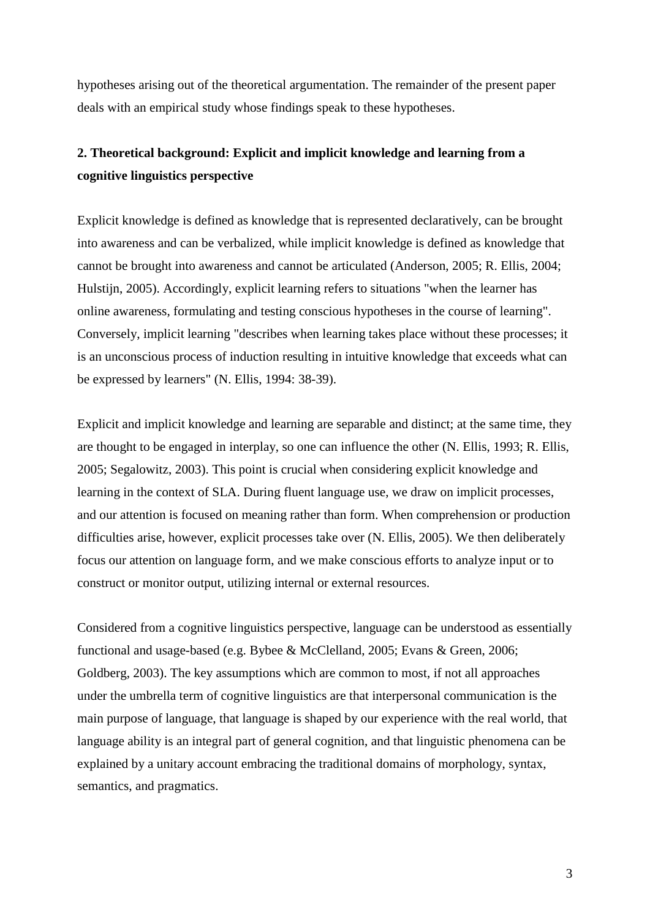hypotheses arising out of the theoretical argumentation. The remainder of the present paper deals with an empirical study whose findings speak to these hypotheses.

## 2. Theoretical background: Explicit and implicit knowledge and learning from a cognitive linguistics perspective

Explicit knowledge is defined as knowledge that is represented declaratively, can be brought into awareness and can be verbalized, while implicit knowledge is defined as knowledge that cannot be brought into awareness and cannot be articulated (Anderson, 2005; R. Ellis, 2004; Hulstijn, 2005). Accordingly, explicit learning refers to situations "when the learner has online awareness, formulating and testing conscious hypotheses in the course of learning". Conversely, implicit learning "describes when learning takes place without these processes; it is an unconscious process of induction resulting in intuitive knowledge that exceeds what can be expressed by learners" (N. Ellis, 1994: 38-39).

Explicit and implicit knowledge and learning are separable and distinct; at the same time, they are thought to be engaged in interplay, so one can influence the other (N. Ellis, 1993; R. Ellis, 2005; Segalowitz, 2003). This point is crucial when considering explicit knowledge and learning in the context of SLA. During fluent language use, we draw on implicit processes, and our attention is focused on meaning rather than form. When comprehension or production difficulties arise, however, explicit processes take over (N. Ellis, 2005). We then deliberately focus our attention on language form, and we make conscious efforts to analyze input or to construct or monitor output, utilizing internal or external resources.

Considered from a cognitive linguistics perspective, language can be understood as essentially functional and usage-based (e.g. Bybee & McClelland, 2005; Evans & Green, 2006; Goldberg, 2003). The key assumptions which are common to most, if not all approaches under the umbrella term of cognitive linguistics are that interpersonal communication is the main purpose of language, that language is shaped by our experience with the real world, that language ability is an integral part of general cognition, and that linguistic phenomena can be explained by a unitary account embracing the traditional domains of morphology, syntax, semantics, and pragmatics.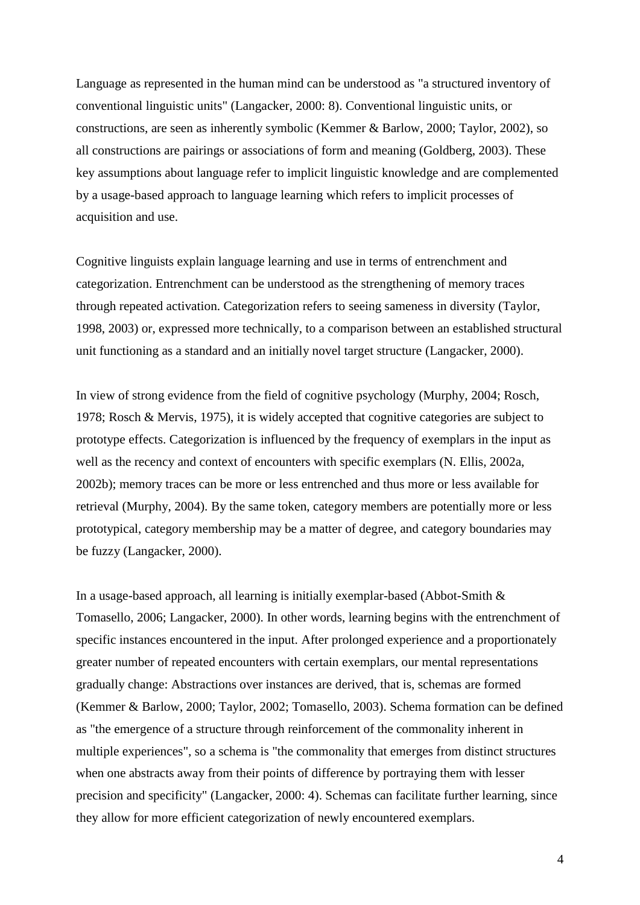Language as represented in the human mind can be understood as "a structured inventory of conventional linguistic units" (Langacker, 2000: 8). Conventional linguistic units, or constructions, are seen as inherently symbolic (Kemmer & Barlow, 2000; Taylor, 2002), so all constructions are pairings or associations of form and meaning (Goldberg, 2003). These key assumptions about language refer to implicit linguistic knowledge and are complemented by a usage-based approach to language learning which refers to implicit processes of acquisition and use.

Cognitive linguists explain language learning and use in terms of entrenchment and categorization. Entrenchment can be understood as the strengthening of memory traces through repeated activation. Categorization refers to seeing sameness in diversity (Taylor, 1998, 2003) or, expressed more technically, to a comparison between an established structural unit functioning as a standard and an initially novel target structure (Langacker, 2000).

In view of strong evidence from the field of cognitive psychology (Murphy, 2004; Rosch, 1978; Rosch & Mervis, 1975), it is widely accepted that cognitive categories are subject to prototype effects. Categorization is influenced by the frequency of exemplars in the input as well as the recency and context of encounters with specific exemplars (N. Ellis, 2002a, 2002b); memory traces can be more or less entrenched and thus more or less available for retrieval (Murphy, 2004). By the same token, category members are potentially more or less prototypical, category membership may be a matter of degree, and category boundaries may be fuzzy (Langacker, 2000).

In a usage-based approach, all learning is initially exemplar-based (Abbot-Smith & Tomasello, 2006; Langacker, 2000). In other words, learning begins with the entrenchment of specific instances encountered in the input. After prolonged experience and a proportionately greater number of repeated encounters with certain exemplars, our mental representations gradually change: Abstractions over instances are derived, that is, schemas are formed (Kemmer & Barlow, 2000; Taylor, 2002; Tomasello, 2003). Schema formation can be defined as "the emergence of a structure through reinforcement of the commonality inherent in multiple experiences", so a schema is "the commonality that emerges from distinct structures when one abstracts away from their points of difference by portraying them with lesser precision and specificity" (Langacker, 2000: 4). Schemas can facilitate further learning, since they allow for more efficient categorization of newly encountered exemplars.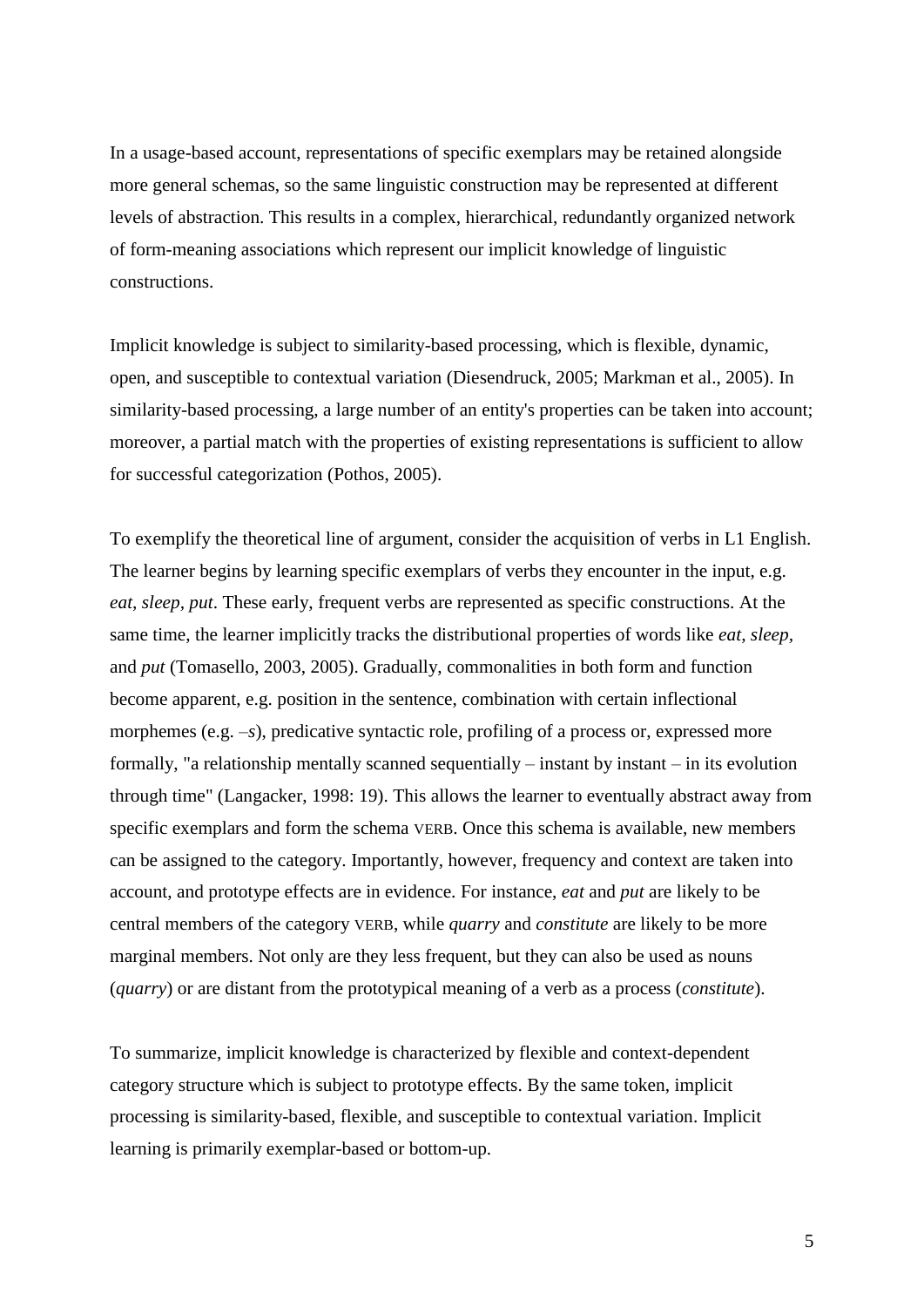In a usage-based account, representations of specific exemplars may be retained alongside more general schemas, so the same linguistic construction may be represented at different levels of abstraction. This results in a complex, hierarchical, redundantly organized network of form-meaning associations which represent our implicit knowledge of linguistic constructions.

Implicit knowledge is subject to similarity-based processing, which is flexible, dynamic, open, and susceptible to contextual variation (Diesendruck, 2005; Markman et al., 2005). In similarity-based processing, a large number of an entity's properties can be taken into account; moreover, a partial match with the properties of existing representations is sufficient to allow for successful categorization (Pothos, 2005).

To exemplify the theoretical line of argument, consider the acquisition of verbs in L1 English. The learner begins by learning specific exemplars of verbs they encounter in the input, e.g. *eat, sleep, put*. These early, frequent verbs are represented as specific constructions. At the same time, the learner implicitly tracks the distributional properties of words like *eat, sleep*, and *put* (Tomasello, 2003, 2005). Gradually, commonalities in both form and function become apparent, e.g. position in the sentence, combination with certain inflectional morphemes (e.g. *–s*), predicative syntactic role, profiling of a process or, expressed more formally, "a relationship mentally scanned sequentially – instant by instant – in its evolution through time" (Langacker, 1998: 19). This allows the learner to eventually abstract away from specific exemplars and form the schema VERB. Once this schema is available, new members can be assigned to the category. Importantly, however, frequency and context are taken into account, and prototype effects are in evidence. For instance, *eat* and *put* are likely to be central members of the category VERB, while *quarry* and *constitute* are likely to be more marginal members. Not only are they less frequent, but they can also be used as nouns (*quarry*) or are distant from the prototypical meaning of a verb as a process (*constitute*).

To summarize, implicit knowledge is characterized by flexible and context-dependent category structure which is subject to prototype effects. By the same token, implicit processing is similarity-based, flexible, and susceptible to contextual variation. Implicit learning is primarily exemplar-based or bottom-up.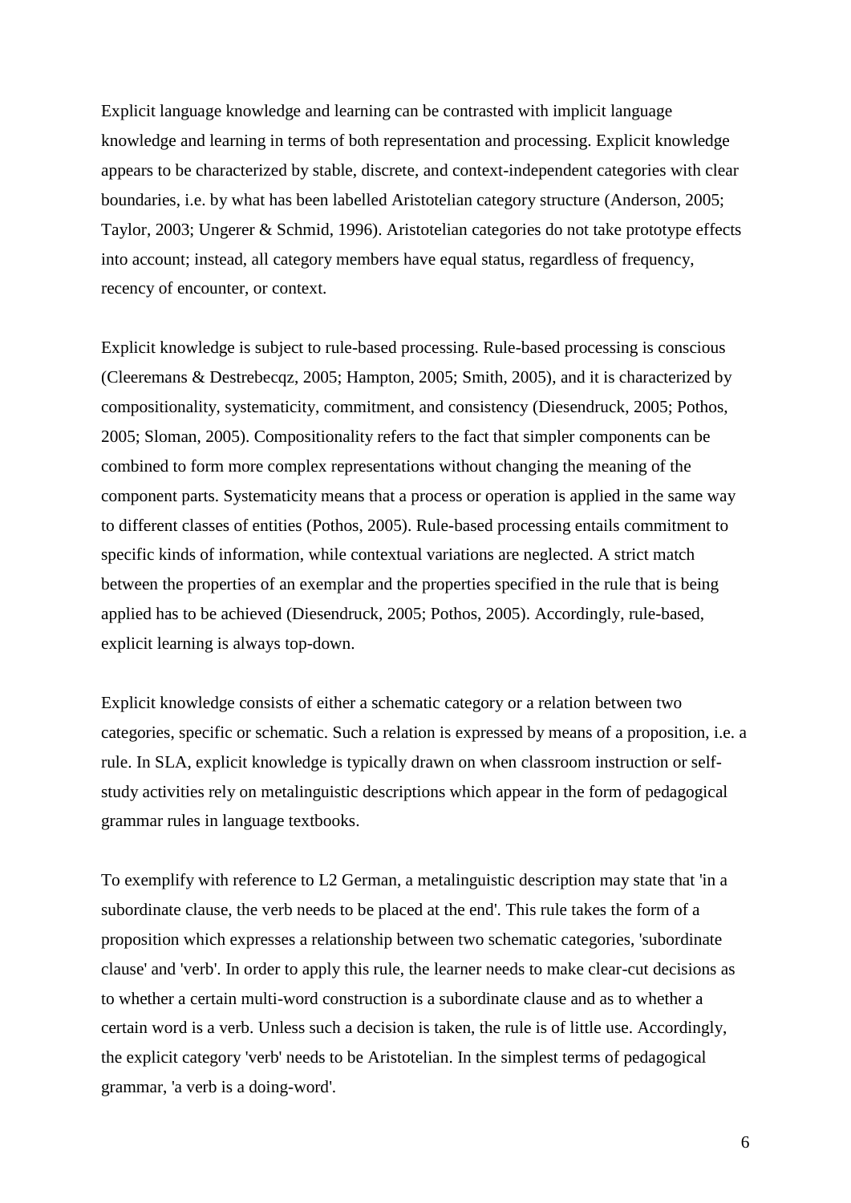Explicit language knowledge and learning can be contrasted with implicit language knowledge and learning in terms of both representation and processing. Explicit knowledge appears to be characterized by stable, discrete, and context-independent categories with clear boundaries, i.e. by what has been labelled Aristotelian category structure (Anderson, 2005; Taylor, 2003; Ungerer & Schmid, 1996). Aristotelian categories do not take prototype effects into account; instead, all category members have equal status, regardless of frequency, recency of encounter, or context.

Explicit knowledge is subject to rule-based processing. Rule-based processing is conscious (Cleeremans & Destrebecqz, 2005; Hampton, 2005; Smith, 2005), and it is characterized by compositionality, systematicity, commitment, and consistency (Diesendruck, 2005; Pothos, 2005; Sloman, 2005). Compositionality refers to the fact that simpler components can be combined to form more complex representations without changing the meaning of the component parts. Systematicity means that a process or operation is applied in the same way to different classes of entities (Pothos, 2005). Rule-based processing entails commitment to specific kinds of information, while contextual variations are neglected. A strict match between the properties of an exemplar and the properties specified in the rule that is being applied has to be achieved (Diesendruck, 2005; Pothos, 2005). Accordingly, rule-based, explicit learning is always top-down.

Explicit knowledge consists of either a schematic category or a relation between two categories, specific or schematic. Such a relation is expressed by means of a proposition, i.e. a rule. In SLA, explicit knowledge is typically drawn on when classroom instruction or self-study activities rely on metalinguistic descriptions which appear in the form of pedagogical grammar rules in language textbooks.

To exemplify with reference to L2 German, a metalinguistic description may state that 'in a subordinate clause, the verb needs to be placed at the end'. This rule takes the form of a proposition which expresses a relationship between two schematic categories, 'subordinate clause' and 'verb'. In order to apply this rule, the learner needs to make clear-cut decisions as to whether a certain multi-word construction is a subordinate clause and as to whether a certain word is a verb. Unless such a decision is taken, the rule is of little use. Accordingly, the explicit category 'verb' needs to be Aristotelian. In the simplest terms of pedagogical grammar, 'a verb is a doing-word'.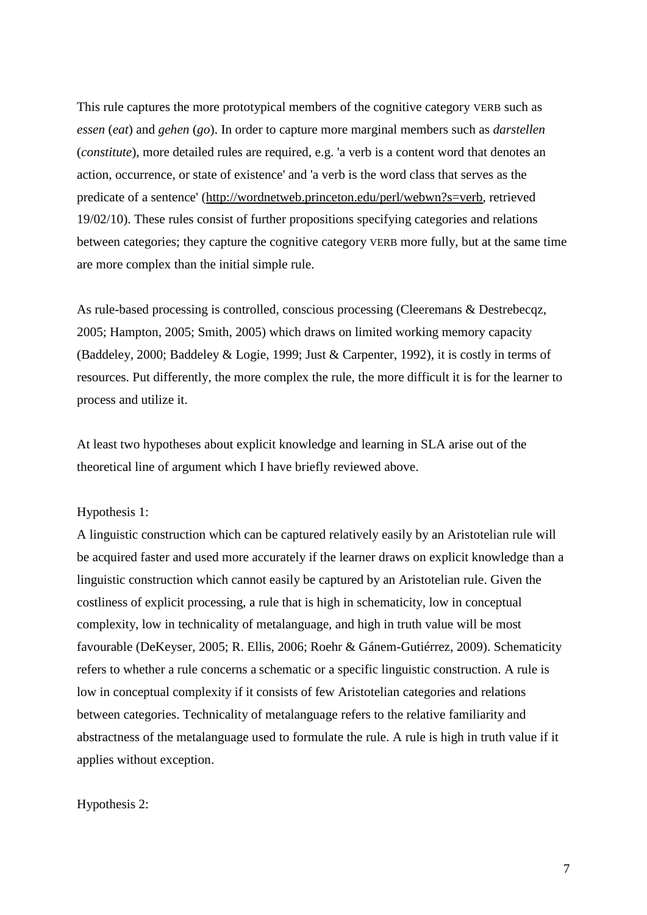This rule captures the more prototypical members of the cognitive category VERB such as *essen* (*eat*) and *gehen* (*go*). In order to capture more marginal members such as *darstellen* (*constitute*), more detailed rules are required, e.g. 'a verb is a content word that denotes an action, occurrence, or state of existence' and 'a verb is the word class that serves as the predicate of a sentence' (http://wordnetweb.princeton.edu/perl/webwn?s=verb, retrieved 19/02/10). These rules consist of further propositions specifying categories and relations between categories; they capture the cognitive category VERB more fully, but at the same time are more complex than the initial simple rule.

As rule-based processing is controlled, conscious processing (Cleeremans & Destrebecqz, 2005; Hampton, 2005; Smith, 2005) which draws on limited working memory capacity (Baddeley, 2000; Baddeley & Logie, 1999; Just & Carpenter, 1992), it is costly in terms of resources. Put differently, the more complex the rule, the more difficult it is for the learner to process and utilize it.

At least two hypotheses about explicit knowledge and learning in SLA arise out of the theoretical line of argument which I have briefly reviewed above.

Hypothesis 1:
A linguistic construction which can be captured relatively easily by an Aristotelian rule will be acquired faster and used more accurately if the learner draws on explicit knowledge than a linguistic construction which cannot easily be captured by an Aristotelian rule. Given the costliness of explicit processing, a rule that is high in schematicity, low in conceptual complexity, low in technicality of metalanguage, and high in truth value will be most favourable (DeKeyser, 2005; R. Ellis, 2006; Roehr & Gánem-Gutiérrez, 2009). Schematicity refers to whether a rule concerns a schematic or a specific linguistic construction. A rule is low in conceptual complexity if it consists of few Aristotelian categories and relations between categories. Technicality of metalanguage refers to the relative familiarity and abstractness of the metalanguage used to formulate the rule. A rule is high in truth value if it applies without exception.

Hypothesis 2: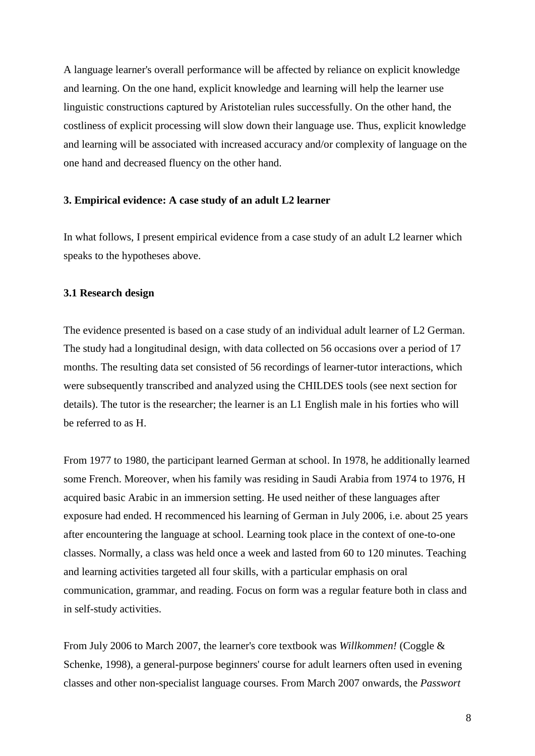A language learner's overall performance will be affected by reliance on explicit knowledge and learning. On the one hand, explicit knowledge and learning will help the learner use linguistic constructions captured by Aristotelian rules successfully. On the other hand, the costliness of explicit processing will slow down their language use. Thus, explicit knowledge and learning will be associated with increased accuracy and/or complexity of language on the one hand and decreased fluency on the other hand.

## 3. Empirical evidence: A case study of an adult L2 learner

In what follows, I present empirical evidence from a case study of an adult L2 learner which speaks to the hypotheses above.

### 3.1 Research design

The evidence presented is based on a case study of an individual adult learner of L2 German. The study had a longitudinal design, with data collected on 56 occasions over a period of 17 months. The resulting data set consisted of 56 recordings of learner-tutor interactions, which were subsequently transcribed and analyzed using the CHILDES tools (see next section for details). The tutor is the researcher; the learner is an L1 English male in his forties who will be referred to as H.

From 1977 to 1980, the participant learned German at school. In 1978, he additionally learned some French. Moreover, when his family was residing in Saudi Arabia from 1974 to 1976, H acquired basic Arabic in an immersion setting. He used neither of these languages after exposure had ended. H recommenced his learning of German in July 2006, i.e. about 25 years after encountering the language at school. Learning took place in the context of one-to-one classes. Normally, a class was held once a week and lasted from 60 to 120 minutes. Teaching and learning activities targeted all four skills, with a particular emphasis on oral communication, grammar, and reading. Focus on form was a regular feature both in class and in self-study activities.

From July 2006 to March 2007, the learner's core textbook was *Willkommen!* (Coggle & Schenke, 1998), a general-purpose beginners' course for adult learners often used in evening classes and other non-specialist language courses. From March 2007 onwards, the *Passwort*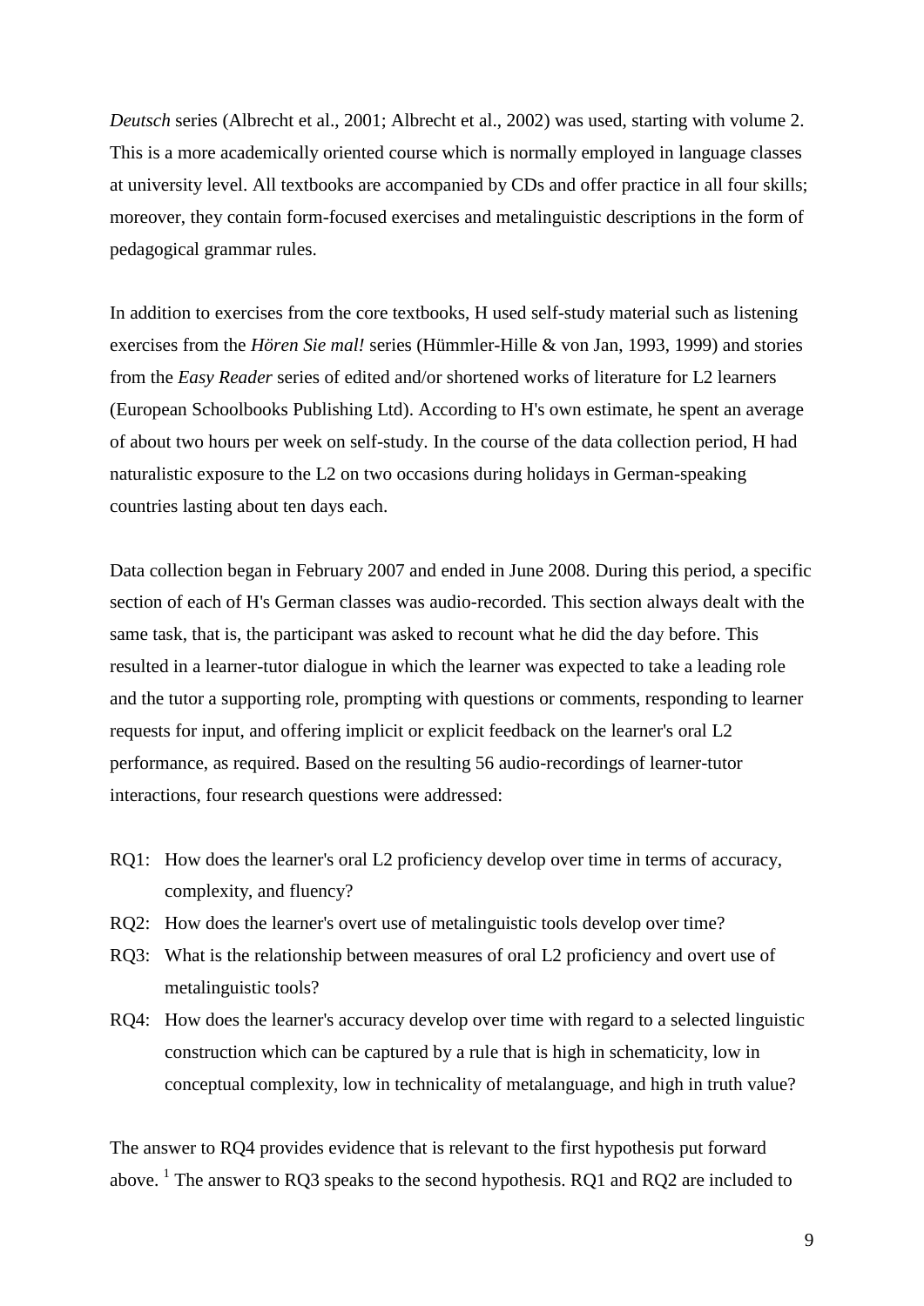*Deutsch* series (Albrecht et al., 2001; Albrecht et al., 2002) was used, starting with volume 2. This is a more academically oriented course which is normally employed in language classes at university level. All textbooks are accompanied by CDs and offer practice in all four skills; moreover, they contain form-focused exercises and metalinguistic descriptions in the form of pedagogical grammar rules.

In addition to exercises from the core textbooks, H used self-study material such as listening exercises from the *Hören Sie mal!* series (Hümmler-Hille & von Jan, 1993, 1999) and stories from the *Easy Reader* series of edited and/or shortened works of literature for L2 learners (European Schoolbooks Publishing Ltd). According to H's own estimate, he spent an average of about two hours per week on self-study. In the course of the data collection period, H had naturalistic exposure to the L2 on two occasions during holidays in German-speaking countries lasting about ten days each.

Data collection began in February 2007 and ended in June 2008. During this period, a specific section of each of H's German classes was audio-recorded. This section always dealt with the same task, that is, the participant was asked to recount what he did the day before. This resulted in a learner-tutor dialogue in which the learner was expected to take a leading role and the tutor a supporting role, prompting with questions or comments, responding to learner requests for input, and offering implicit or explicit feedback on the learner's oral L2 performance, as required. Based on the resulting 56 audio-recordings of learner-tutor interactions, four research questions were addressed:

- RQ1: How does the learner's oral L2 proficiency develop over time in terms of accuracy, complexity, and fluency?
- RQ2: How does the learner's overt use of metalinguistic tools develop over time?
- RQ3: What is the relationship between measures of oral L2 proficiency and overt use of metalinguistic tools?
- RQ4: How does the learner's accuracy develop over time with regard to a selected linguistic construction which can be captured by a rule that is high in schematicity, low in conceptual complexity, low in technicality of metalanguage, and high in truth value?

The answer to RQ4 provides evidence that is relevant to the first hypothesis put forward above. [1] The answer to RQ3 speaks to the second hypothesis. RQ1 and RQ2 are included to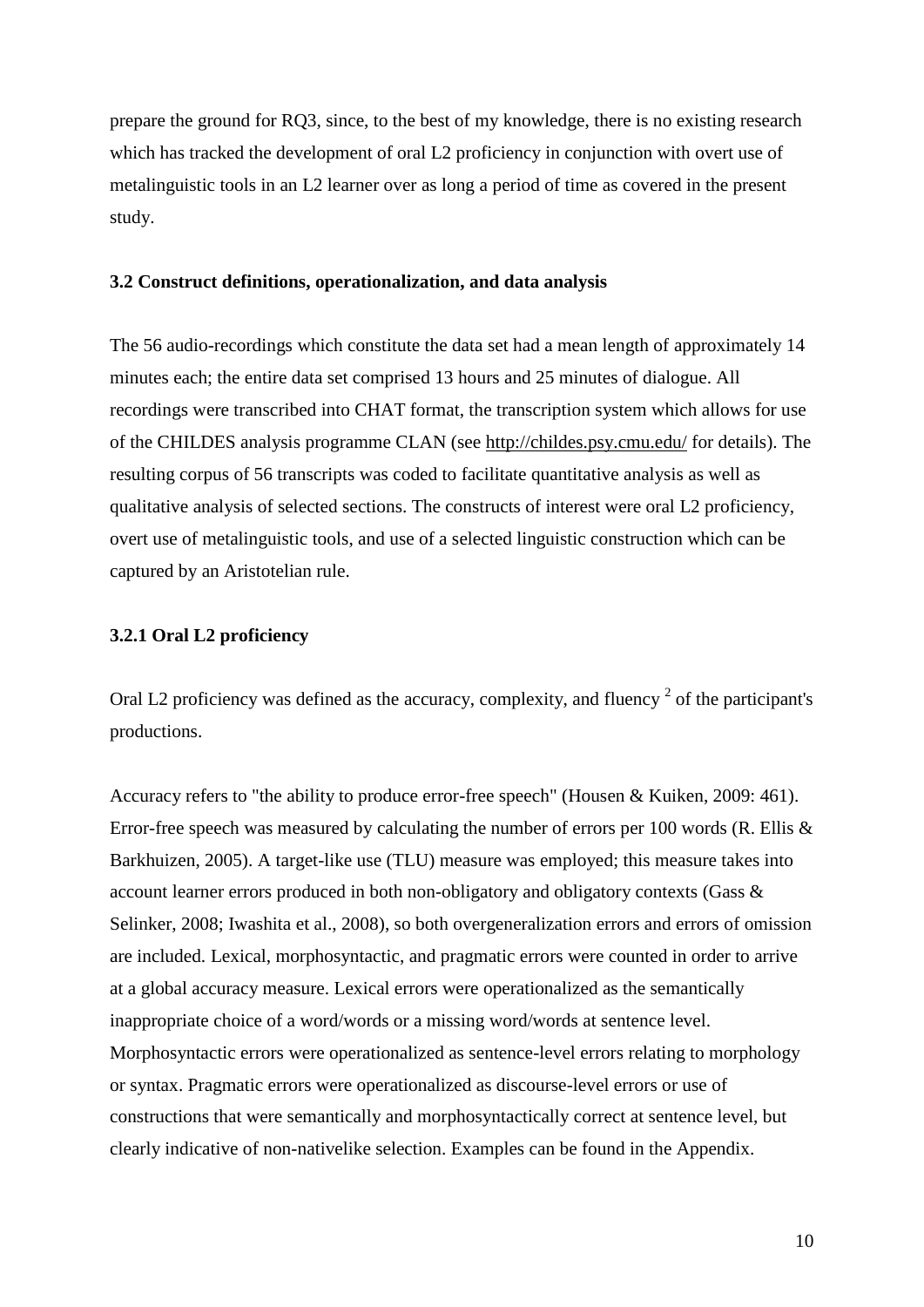prepare the ground for RQ3, since, to the best of my knowledge, there is no existing research which has tracked the development of oral L2 proficiency in conjunction with overt use of metalinguistic tools in an L2 learner over as long a period of time as covered in the present study.

### 3.2 Construct definitions, operationalization, and data analysis

The 56 audio-recordings which constitute the data set had a mean length of approximately 14 minutes each; the entire data set comprised 13 hours and 25 minutes of dialogue. All recordings were transcribed into CHAT format, the transcription system which allows for use of the CHILDES analysis programme CLAN (see http://childes.psy.cmu.edu/ for details). The resulting corpus of 56 transcripts was coded to facilitate quantitative analysis as well as qualitative analysis of selected sections. The constructs of interest were oral L2 proficiency, overt use of metalinguistic tools, and use of a selected linguistic construction which can be captured by an Aristotelian rule.

#### 3.2.1 Oral L2 proficiency

Oral L2 proficiency was defined as the accuracy, complexity, and fluency [2] of the participant's productions.

Accuracy refers to "the ability to produce error-free speech" (Housen & Kuiken, 2009: 461). Error-free speech was measured by calculating the number of errors per 100 words (R. Ellis & Barkhuizen, 2005). A target-like use (TLU) measure was employed; this measure takes into account learner errors produced in both non-obligatory and obligatory contexts (Gass & Selinker, 2008; Iwashita et al., 2008), so both overgeneralization errors and errors of omission are included. Lexical, morphosyntactic, and pragmatic errors were counted in order to arrive at a global accuracy measure. Lexical errors were operationalized as the semantically inappropriate choice of a word/words or a missing word/words at sentence level. Morphosyntactic errors were operationalized as sentence-level errors relating to morphology or syntax. Pragmatic errors were operationalized as discourse-level errors or use of constructions that were semantically and morphosyntactically correct at sentence level, but clearly indicative of non-nativelike selection. Examples can be found in the Appendix.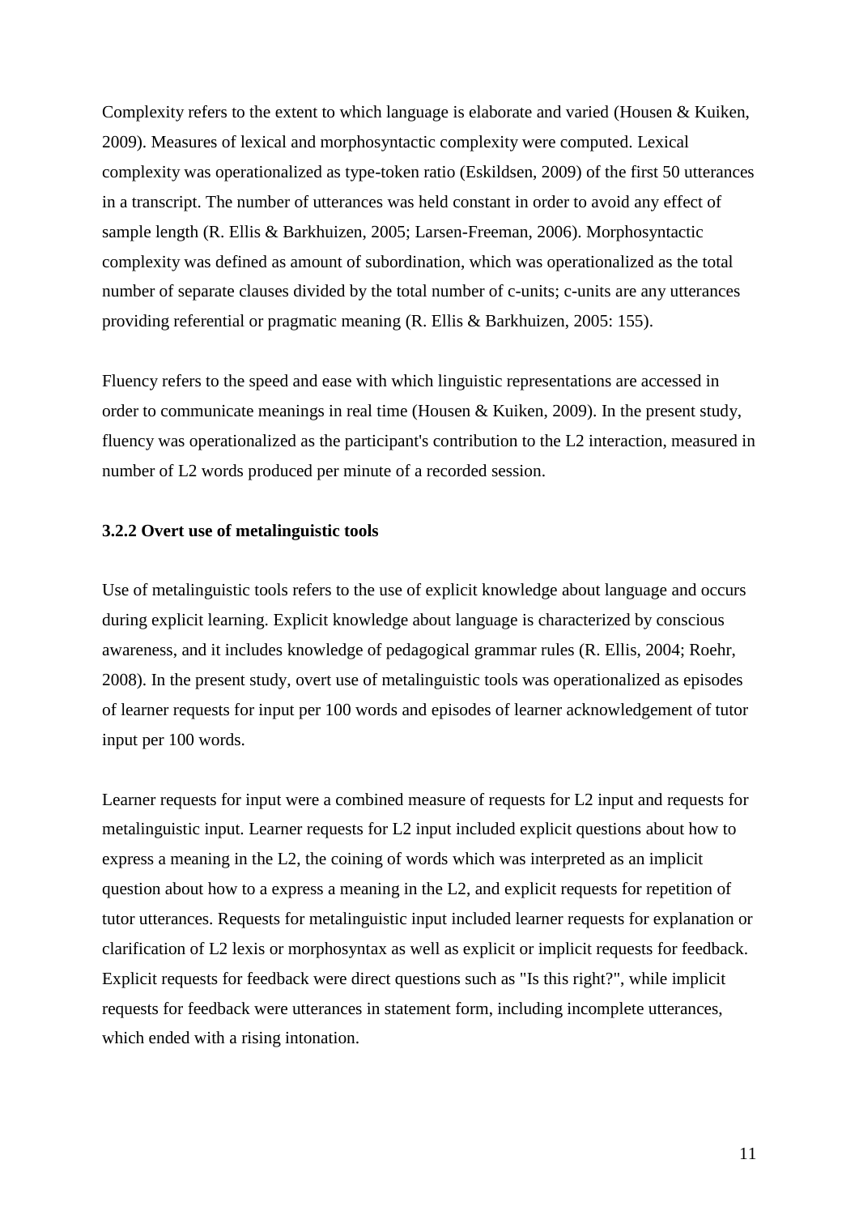Complexity refers to the extent to which language is elaborate and varied (Housen & Kuiken, 2009). Measures of lexical and morphosyntactic complexity were computed. Lexical complexity was operationalized as type-token ratio (Eskildsen, 2009) of the first 50 utterances in a transcript. The number of utterances was held constant in order to avoid any effect of sample length (R. Ellis & Barkhuizen, 2005; Larsen-Freeman, 2006). Morphosyntactic complexity was defined as amount of subordination, which was operationalized as the total number of separate clauses divided by the total number of c-units; c-units are any utterances providing referential or pragmatic meaning (R. Ellis & Barkhuizen, 2005: 155).

Fluency refers to the speed and ease with which linguistic representations are accessed in order to communicate meanings in real time (Housen & Kuiken, 2009). In the present study, fluency was operationalized as the participant's contribution to the L2 interaction, measured in number of L2 words produced per minute of a recorded session.

### 3.2.2 Overt use of metalinguistic tools

Use of metalinguistic tools refers to the use of explicit knowledge about language and occurs during explicit learning. Explicit knowledge about language is characterized by conscious awareness, and it includes knowledge of pedagogical grammar rules (R. Ellis, 2004; Roehr, 2008). In the present study, overt use of metalinguistic tools was operationalized as episodes of learner requests for input per 100 words and episodes of learner acknowledgement of tutor input per 100 words.

Learner requests for input were a combined measure of requests for L2 input and requests for metalinguistic input. Learner requests for L2 input included explicit questions about how to express a meaning in the L2, the coining of words which was interpreted as an implicit question about how to a express a meaning in the L2, and explicit requests for repetition of tutor utterances. Requests for metalinguistic input included learner requests for explanation or clarification of L2 lexis or morphosyntax as well as explicit or implicit requests for feedback. Explicit requests for feedback were direct questions such as "Is this right?", while implicit requests for feedback were utterances in statement form, including incomplete utterances, which ended with a rising intonation.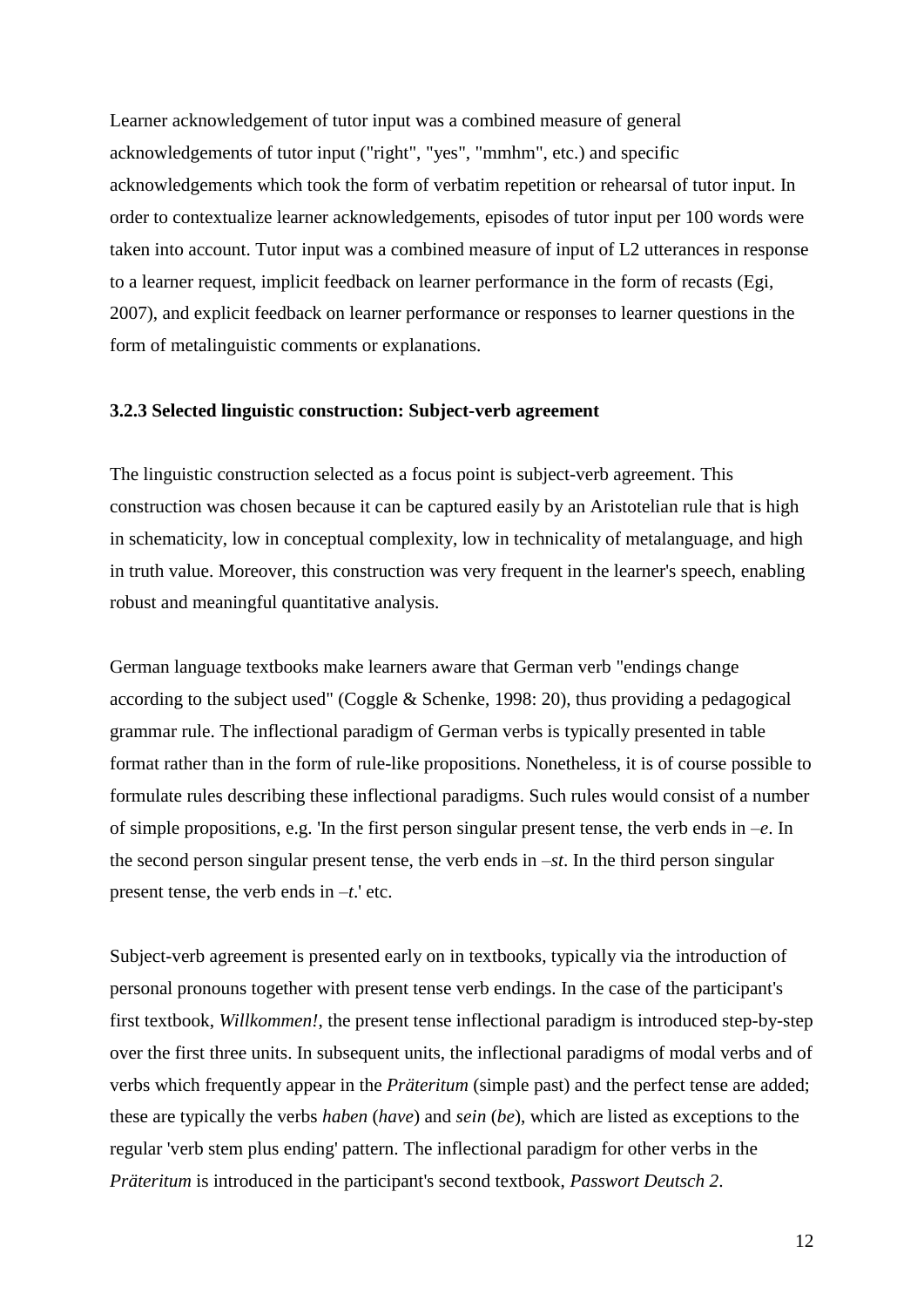Learner acknowledgement of tutor input was a combined measure of general acknowledgements of tutor input ("right", "yes", "mmhm", etc.) and specific acknowledgements which took the form of verbatim repetition or rehearsal of tutor input. In order to contextualize learner acknowledgements, episodes of tutor input per 100 words were taken into account. Tutor input was a combined measure of input of L2 utterances in response to a learner request, implicit feedback on learner performance in the form of recasts (Egi, 2007), and explicit feedback on learner performance or responses to learner questions in the form of metalinguistic comments or explanations.

### 3.2.3 Selected linguistic construction: Subject-verb agreement

The linguistic construction selected as a focus point is subject-verb agreement. This construction was chosen because it can be captured easily by an Aristotelian rule that is high in schematicity, low in conceptual complexity, low in technicality of metalanguage, and high in truth value. Moreover, this construction was very frequent in the learner's speech, enabling robust and meaningful quantitative analysis.

German language textbooks make learners aware that German verb "endings change according to the subject used" (Coggle & Schenke, 1998: 20), thus providing a pedagogical grammar rule. The inflectional paradigm of German verbs is typically presented in table format rather than in the form of rule-like propositions. Nonetheless, it is of course possible to formulate rules describing these inflectional paradigms. Such rules would consist of a number of simple propositions, e.g. 'In the first person singular present tense, the verb ends in *–e*. In the second person singular present tense, the verb ends in *–st*. In the third person singular present tense, the verb ends in *–t*.' etc.

Subject-verb agreement is presented early on in textbooks, typically via the introduction of personal pronouns together with present tense verb endings. In the case of the participant's first textbook, *Willkommen!*, the present tense inflectional paradigm is introduced step-by-step over the first three units. In subsequent units, the inflectional paradigms of modal verbs and of verbs which frequently appear in the *Präteritum* (simple past) and the perfect tense are added; these are typically the verbs *haben* (*have*) and *sein* (*be*), which are listed as exceptions to the regular 'verb stem plus ending' pattern. The inflectional paradigm for other verbs in the *Präteritum* is introduced in the participant's second textbook, *Passwort Deutsch 2*.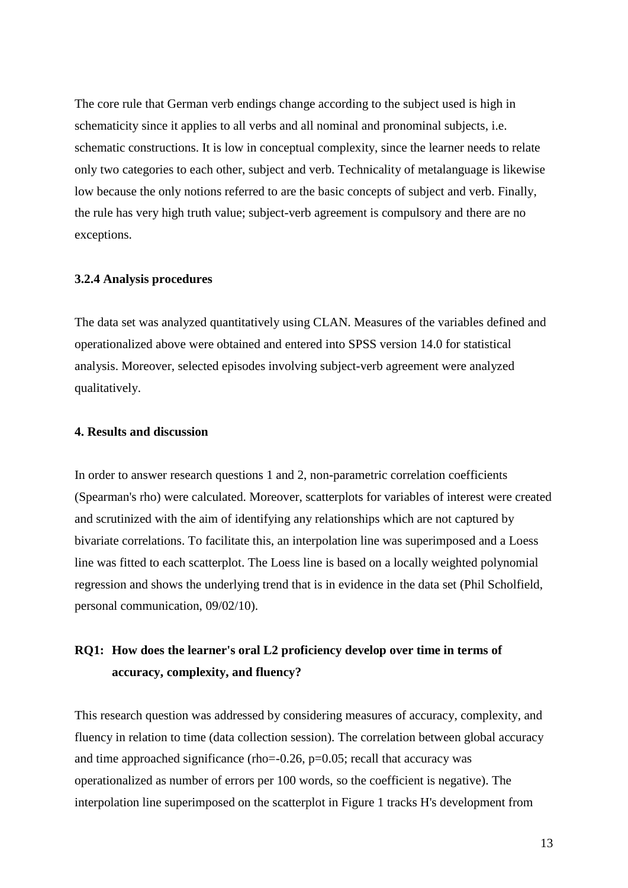The core rule that German verb endings change according to the subject used is high in schematicity since it applies to all verbs and all nominal and pronominal subjects, i.e. schematic constructions. It is low in conceptual complexity, since the learner needs to relate only two categories to each other, subject and verb. Technicality of metalanguage is likewise low because the only notions referred to are the basic concepts of subject and verb. Finally, the rule has very high truth value; subject-verb agreement is compulsory and there are no exceptions.

### 3.2.4 Analysis procedures

The data set was analyzed quantitatively using CLAN. Measures of the variables defined and operationalized above were obtained and entered into SPSS version 14.0 for statistical analysis. Moreover, selected episodes involving subject-verb agreement were analyzed qualitatively.

## 4. Results and discussion

In order to answer research questions 1 and 2, non-parametric correlation coefficients (Spearman's rho) were calculated. Moreover, scatterplots for variables of interest were created and scrutinized with the aim of identifying any relationships which are not captured by bivariate correlations. To facilitate this, an interpolation line was superimposed and a Loess line was fitted to each scatterplot. The Loess line is based on a locally weighted polynomial regression and shows the underlying trend that is in evidence in the data set (Phil Scholfield, personal communication, 09/02/10).

### RQ1: How does the learner's oral L2 proficiency develop over time in terms of accuracy, complexity, and fluency?

This research question was addressed by considering measures of accuracy, complexity, and fluency in relation to time (data collection session). The correlation between global accuracy and time approached significance (rho=-0.26, p=0.05; recall that accuracy was operationalized as number of errors per 100 words, so the coefficient is negative). The interpolation line superimposed on the scatterplot in Figure 1 tracks H's development from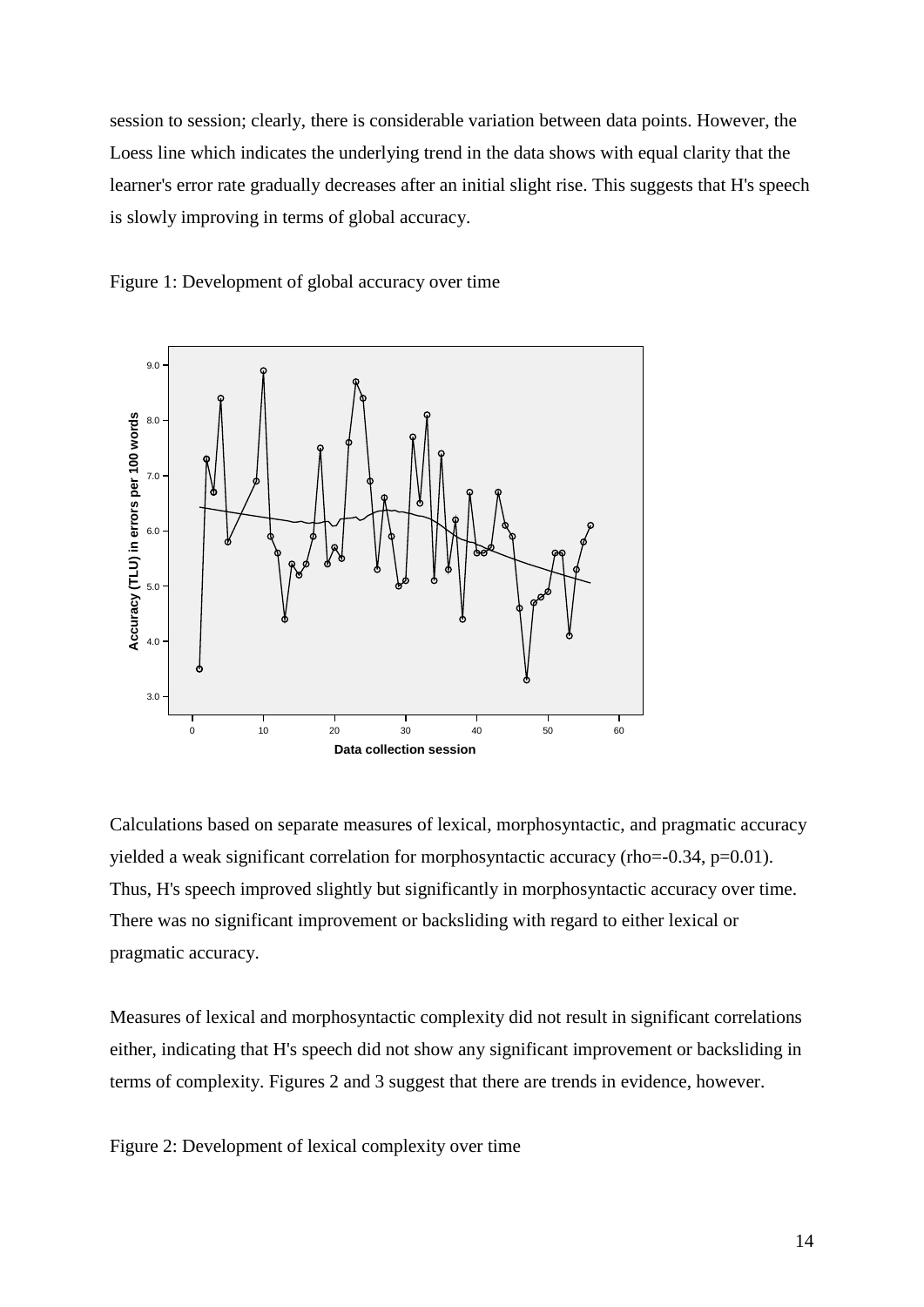session to session; clearly, there is considerable variation between data points. However, the Loess line which indicates the underlying trend in the data shows with equal clarity that the learner's error rate gradually decreases after an initial slight rise. This suggests that H's speech is slowly improving in terms of global accuracy.

Figure 1: Development of global accuracy over time

Calculations based on separate measures of lexical, morphosyntactic, and pragmatic accuracy yielded a weak significant correlation for morphosyntactic accuracy (rho=-0.34, p=0.01). Thus, H's speech improved slightly but significantly in morphosyntactic accuracy over time. There was no significant improvement or backsliding with regard to either lexical or pragmatic accuracy.

Measures of lexical and morphosyntactic complexity did not result in significant correlations either, indicating that H's speech did not show any significant improvement or backsliding in terms of complexity. Figures 2 and 3 suggest that there are trends in evidence, however.

Figure 2: Development of lexical complexity over time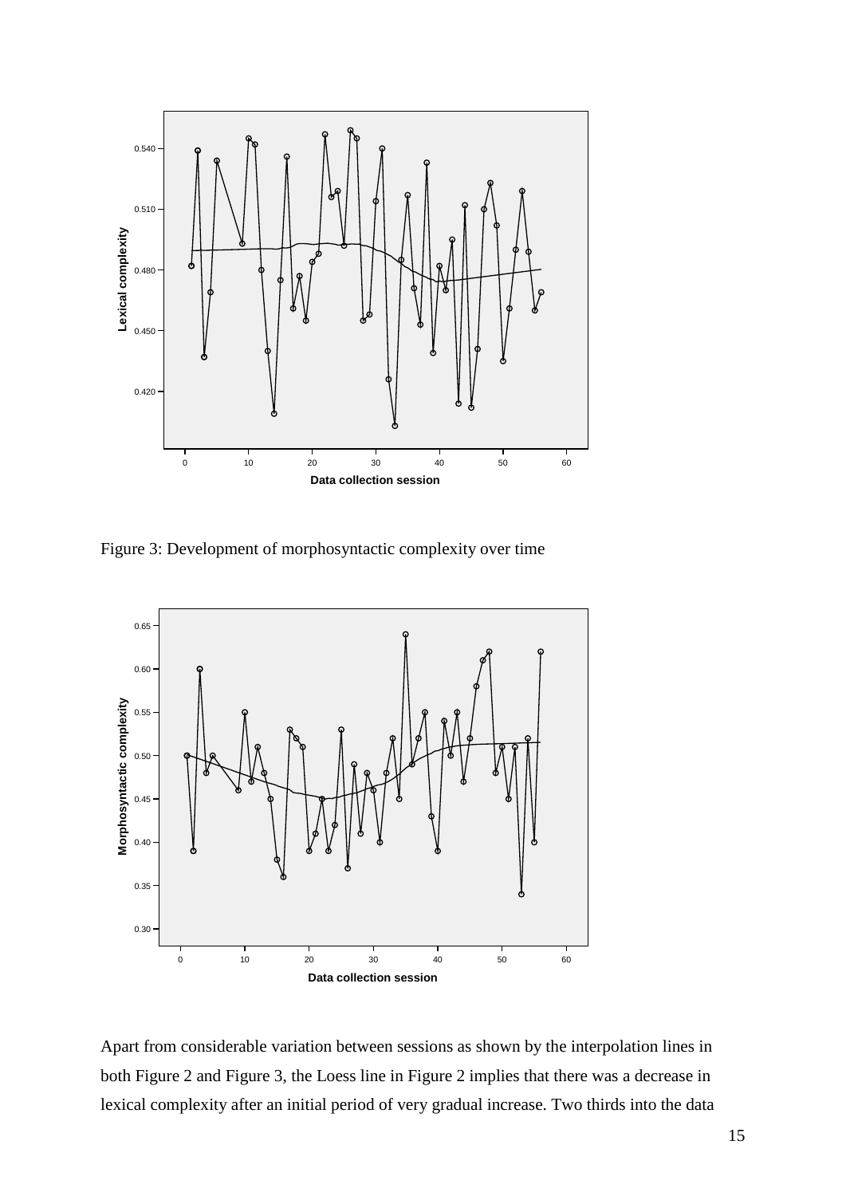Figure 3: Development of morphosyntactic complexity over time

Apart from considerable variation between sessions as shown by the interpolation lines in both Figure 2 and Figure 3, the Loess line in Figure 2 implies that there was a decrease in lexical complexity after an initial period of very gradual increase. Two thirds into the data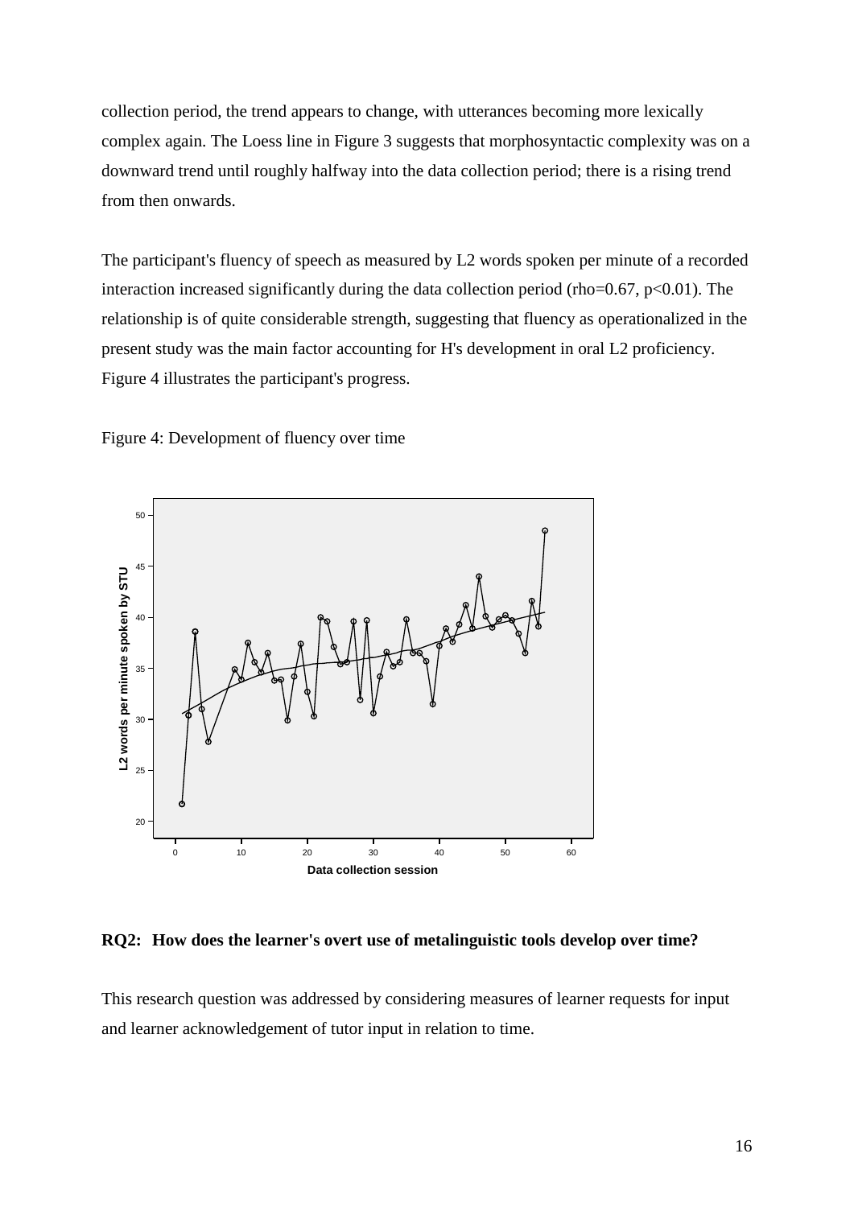collection period, the trend appears to change, with utterances becoming more lexically complex again. The Loess line in Figure 3 suggests that morphosyntactic complexity was on a downward trend until roughly halfway into the data collection period; there is a rising trend from then onwards.

The participant's fluency of speech as measured by L2 words spoken per minute of a recorded interaction increased significantly during the data collection period (rho=0.67, p<0.01). The relationship is of quite considerable strength, suggesting that fluency as operationalized in the present study was the main factor accounting for H's development in oral L2 proficiency. Figure 4 illustrates the participant's progress.

Figure 4: Development of fluency over time

**RQ2: How does the learner's overt use of metalinguistic tools develop over time?**

This research question was addressed by considering measures of learner requests for input and learner acknowledgement of tutor input in relation to time.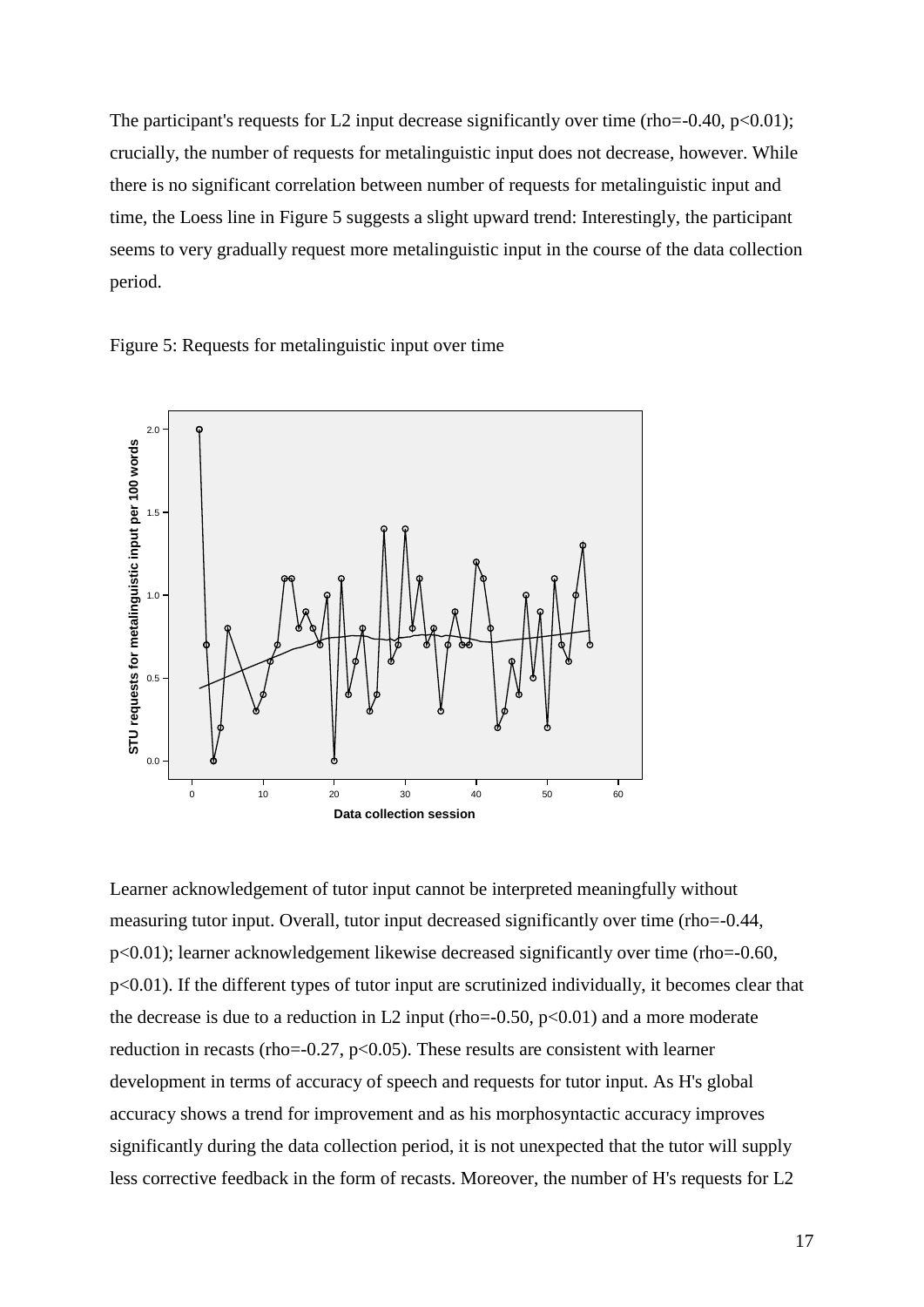The participant's requests for L2 input decrease significantly over time (rho=-0.40, $p<0.01$); crucially, the number of requests for metalinguistic input does not decrease, however. While there is no significant correlation between number of requests for metalinguistic input and time, the Loess line in Figure 5 suggests a slight upward trend: Interestingly, the participant seems to very gradually request more metalinguistic input in the course of the data collection period.

Figure 5: Requests for metalinguistic input over time

Learner acknowledgement of tutor input cannot be interpreted meaningfully without measuring tutor input. Overall, tutor input decreased significantly over time (rho=-0.44, $p<0.01$); learner acknowledgement likewise decreased significantly over time (rho=-0.60, $p<0.01$). If the different types of tutor input are scrutinized individually, it becomes clear that the decrease is due to a reduction in L2 input (rho=-0.50, $p<0.01$) and a more moderate reduction in recasts (rho=-0.27, $p<0.05$). These results are consistent with learner development in terms of accuracy of speech and requests for tutor input. As H's global accuracy shows a trend for improvement and as his morphosyntactic accuracy improves significantly during the data collection period, it is not unexpected that the tutor will supply less corrective feedback in the form of recasts. Moreover, the number of H's requests for L2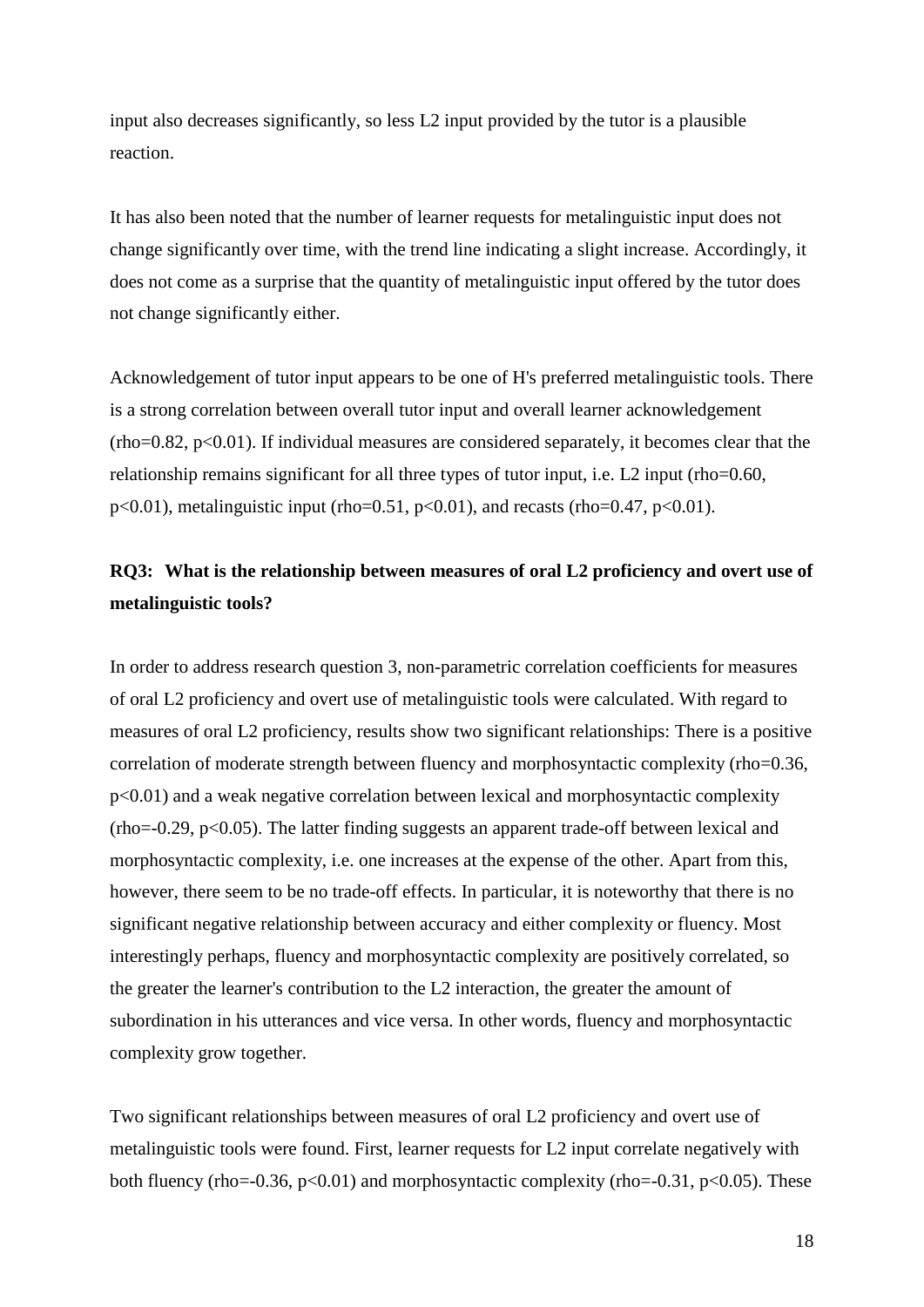input also decreases significantly, so less L2 input provided by the tutor is a plausible reaction.

It has also been noted that the number of learner requests for metalinguistic input does not change significantly over time, with the trend line indicating a slight increase. Accordingly, it does not come as a surprise that the quantity of metalinguistic input offered by the tutor does not change significantly either.

Acknowledgement of tutor input appears to be one of H's preferred metalinguistic tools. There is a strong correlation between overall tutor input and overall learner acknowledgement ($rho=0.82$, $p<0.01$). If individual measures are considered separately, it becomes clear that the relationship remains significant for all three types of tutor input, i.e. L2 input ($rho=0.60$, $p<0.01$), metalinguistic input ($rho=0.51$, $p<0.01$), and recasts ($rho=0.47$, $p<0.01$).

**RQ3: What is the relationship between measures of oral L2 proficiency and overt use of metalinguistic tools?**

In order to address research question 3, non-parametric correlation coefficients for measures of oral L2 proficiency and overt use of metalinguistic tools were calculated. With regard to measures of oral L2 proficiency, results show two significant relationships: There is a positive correlation of moderate strength between fluency and morphosyntactic complexity ($rho=0.36$, $p<0.01$) and a weak negative correlation between lexical and morphosyntactic complexity ($rho=-0.29$, $p<0.05$). The latter finding suggests an apparent trade-off between lexical and morphosyntactic complexity, i.e. one increases at the expense of the other. Apart from this, however, there seem to be no trade-off effects. In particular, it is noteworthy that there is no significant negative relationship between accuracy and either complexity or fluency. Most interestingly perhaps, fluency and morphosyntactic complexity are positively correlated, so the greater the learner's contribution to the L2 interaction, the greater the amount of subordination in his utterances and vice versa. In other words, fluency and morphosyntactic complexity grow together.

Two significant relationships between measures of oral L2 proficiency and overt use of metalinguistic tools were found. First, learner requests for L2 input correlate negatively with both fluency ($rho=-0.36$, $p<0.01$) and morphosyntactic complexity ($rho=-0.31$, $p<0.05$). These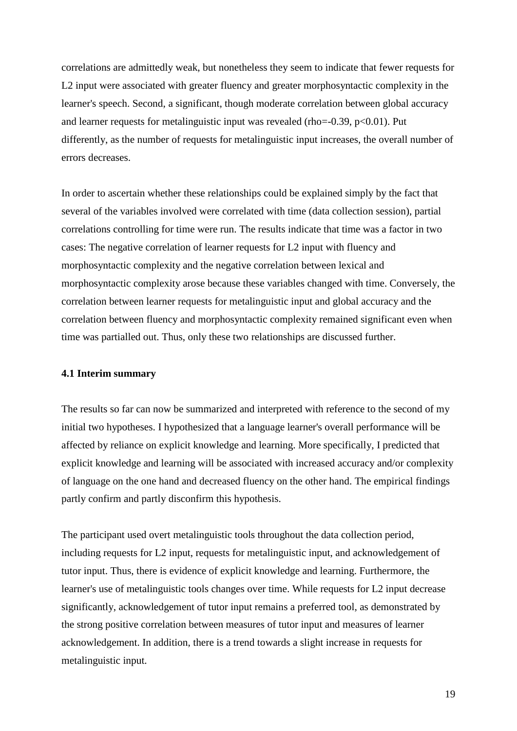correlations are admittedly weak, but nonetheless they seem to indicate that fewer requests for L2 input were associated with greater fluency and greater morphosyntactic complexity in the learner's speech. Second, a significant, though moderate correlation between global accuracy and learner requests for metalinguistic input was revealed ($rho=-0.39$, $p<0.01$). Put differently, as the number of requests for metalinguistic input increases, the overall number of errors decreases.

In order to ascertain whether these relationships could be explained simply by the fact that several of the variables involved were correlated with time (data collection session), partial correlations controlling for time were run. The results indicate that time was a factor in two cases: The negative correlation of learner requests for L2 input with fluency and morphosyntactic complexity and the negative correlation between lexical and morphosyntactic complexity arose because these variables changed with time. Conversely, the correlation between learner requests for metalinguistic input and global accuracy and the correlation between fluency and morphosyntactic complexity remained significant even when time was partialled out. Thus, only these two relationships are discussed further.

### 4.1 Interim summary

The results so far can now be summarized and interpreted with reference to the second of my initial two hypotheses. I hypothesized that a language learner's overall performance will be affected by reliance on explicit knowledge and learning. More specifically, I predicted that explicit knowledge and learning will be associated with increased accuracy and/or complexity of language on the one hand and decreased fluency on the other hand. The empirical findings partly confirm and partly disconfirm this hypothesis.

The participant used overt metalinguistic tools throughout the data collection period, including requests for L2 input, requests for metalinguistic input, and acknowledgement of tutor input. Thus, there is evidence of explicit knowledge and learning. Furthermore, the learner's use of metalinguistic tools changes over time. While requests for L2 input decrease significantly, acknowledgement of tutor input remains a preferred tool, as demonstrated by the strong positive correlation between measures of tutor input and measures of learner acknowledgement. In addition, there is a trend towards a slight increase in requests for metalinguistic input.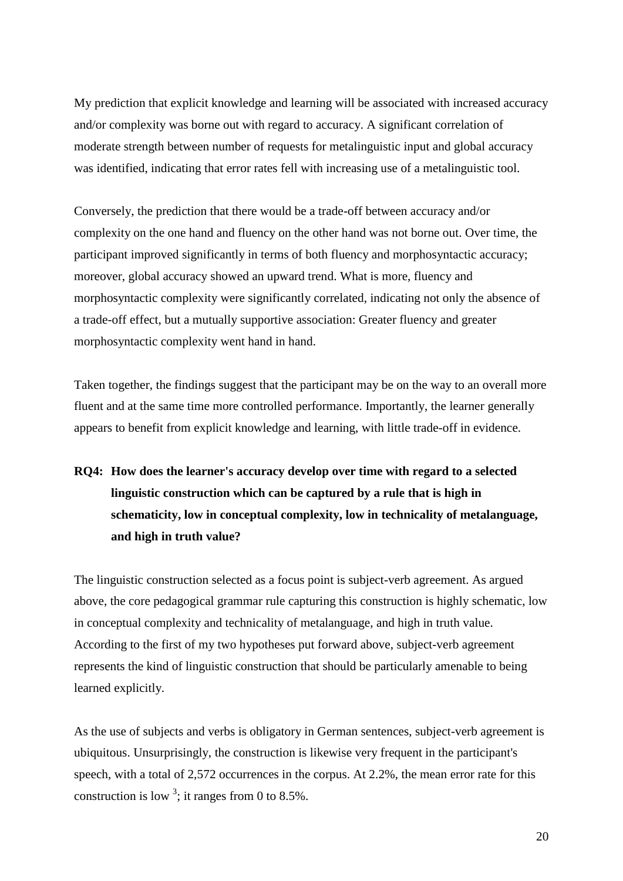My prediction that explicit knowledge and learning will be associated with increased accuracy and/or complexity was borne out with regard to accuracy. A significant correlation of moderate strength between number of requests for metalinguistic input and global accuracy was identified, indicating that error rates fell with increasing use of a metalinguistic tool.

Conversely, the prediction that there would be a trade-off between accuracy and/or complexity on the one hand and fluency on the other hand was not borne out. Over time, the participant improved significantly in terms of both fluency and morphosyntactic accuracy; moreover, global accuracy showed an upward trend. What is more, fluency and morphosyntactic complexity were significantly correlated, indicating not only the absence of a trade-off effect, but a mutually supportive association: Greater fluency and greater morphosyntactic complexity went hand in hand.

Taken together, the findings suggest that the participant may be on the way to an overall more fluent and at the same time more controlled performance. Importantly, the learner generally appears to benefit from explicit knowledge and learning, with little trade-off in evidence.

**RQ4: How does the learner's accuracy develop over time with regard to a selected linguistic construction which can be captured by a rule that is high in schematicity, low in conceptual complexity, low in technicality of metalanguage, and high in truth value?**

The linguistic construction selected as a focus point is subject-verb agreement. As argued above, the core pedagogical grammar rule capturing this construction is highly schematic, low in conceptual complexity and technicality of metalanguage, and high in truth value. According to the first of my two hypotheses put forward above, subject-verb agreement represents the kind of linguistic construction that should be particularly amenable to being learned explicitly.

As the use of subjects and verbs is obligatory in German sentences, subject-verb agreement is ubiquitous. Unsurprisingly, the construction is likewise very frequent in the participant's speech, with a total of 2,572 occurrences in the corpus. At 2.2%, the mean error rate for this construction is low [3]; it ranges from 0 to 8.5%.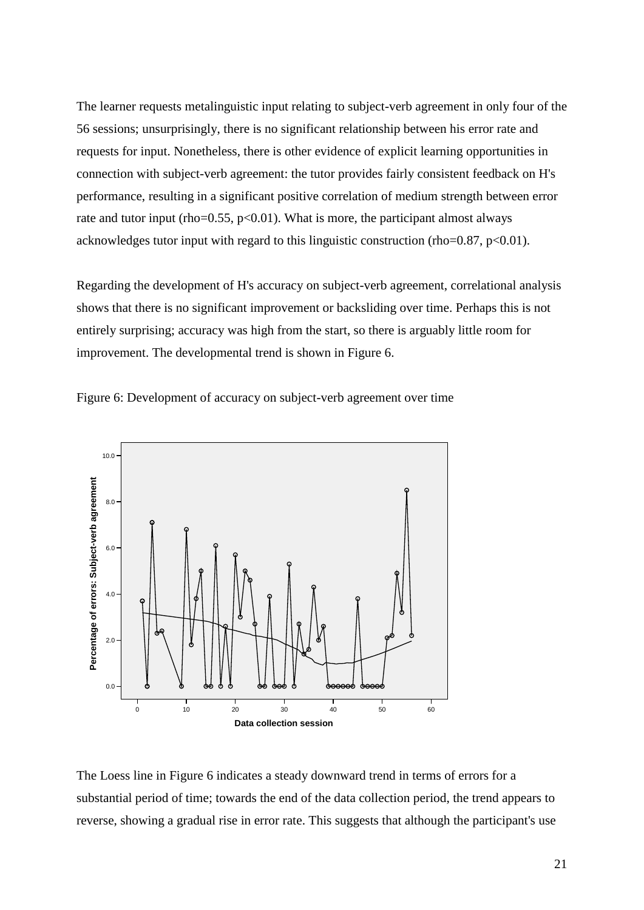The learner requests metalinguistic input relating to subject-verb agreement in only four of the 56 sessions; unsurprisingly, there is no significant relationship between his error rate and requests for input. Nonetheless, there is other evidence of explicit learning opportunities in connection with subject-verb agreement: the tutor provides fairly consistent feedback on H's performance, resulting in a significant positive correlation of medium strength between error rate and tutor input (rho=0.55, $p<0.01$). What is more, the participant almost always acknowledges tutor input with regard to this linguistic construction (rho=0.87, $p<0.01$).

Regarding the development of H's accuracy on subject-verb agreement, correlational analysis shows that there is no significant improvement or backsliding over time. Perhaps this is not entirely surprising; accuracy was high from the start, so there is arguably little room for improvement. The developmental trend is shown in Figure 6.

Figure 6: Development of accuracy on subject-verb agreement over time

The Loess line in Figure 6 indicates a steady downward trend in terms of errors for a substantial period of time; towards the end of the data collection period, the trend appears to reverse, showing a gradual rise in error rate. This suggests that although the participant's use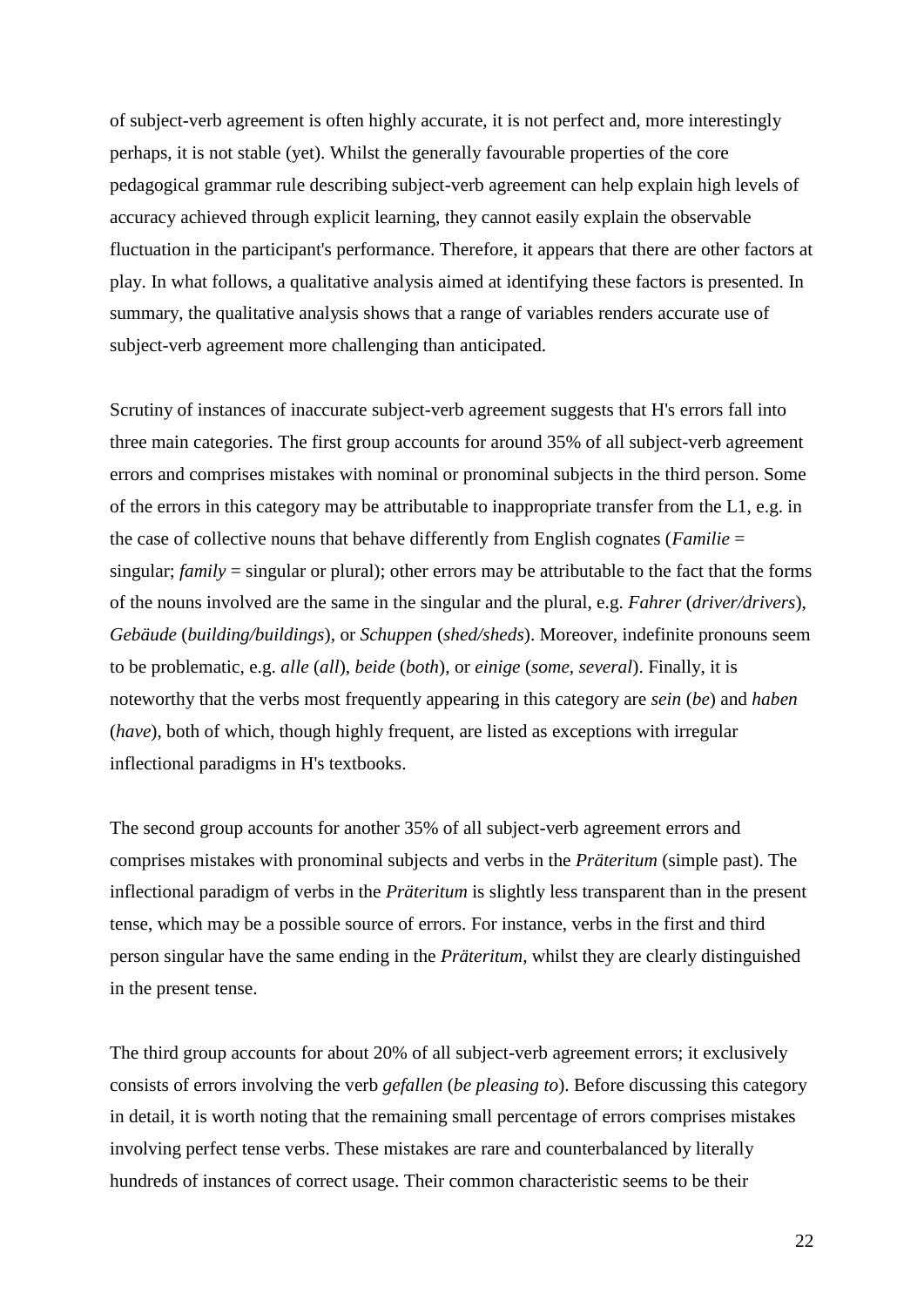of subject-verb agreement is often highly accurate, it is not perfect and, more interestingly perhaps, it is not stable (yet). Whilst the generally favourable properties of the core pedagogical grammar rule describing subject-verb agreement can help explain high levels of accuracy achieved through explicit learning, they cannot easily explain the observable fluctuation in the participant's performance. Therefore, it appears that there are other factors at play. In what follows, a qualitative analysis aimed at identifying these factors is presented. In summary, the qualitative analysis shows that a range of variables renders accurate use of subject-verb agreement more challenging than anticipated.

Scrutiny of instances of inaccurate subject-verb agreement suggests that H's errors fall into three main categories. The first group accounts for around 35% of all subject-verb agreement errors and comprises mistakes with nominal or pronominal subjects in the third person. Some of the errors in this category may be attributable to inappropriate transfer from the L1, e.g. in the case of collective nouns that behave differently from English cognates (*Familie* = singular; *family* = singular or plural); other errors may be attributable to the fact that the forms of the nouns involved are the same in the singular and the plural, e.g. *Fahrer* (*driver/drivers*), *Gebäude* (*building/buildings*), or *Schuppen* (*shed/sheds*). Moreover, indefinite pronouns seem to be problematic, e.g. *alle* (*all*), *beide* (*both*), or *einige* (*some*, *several*). Finally, it is noteworthy that the verbs most frequently appearing in this category are *sein* (*be*) and *haben* (*have*), both of which, though highly frequent, are listed as exceptions with irregular inflectional paradigms in H's textbooks.

The second group accounts for another 35% of all subject-verb agreement errors and comprises mistakes with pronominal subjects and verbs in the *Präteritum* (simple past). The inflectional paradigm of verbs in the *Präteritum* is slightly less transparent than in the present tense, which may be a possible source of errors. For instance, verbs in the first and third person singular have the same ending in the *Präteritum*, whilst they are clearly distinguished in the present tense.

The third group accounts for about 20% of all subject-verb agreement errors; it exclusively consists of errors involving the verb *gefallen* (*be pleasing to*). Before discussing this category in detail, it is worth noting that the remaining small percentage of errors comprises mistakes involving perfect tense verbs. These mistakes are rare and counterbalanced by literally hundreds of instances of correct usage. Their common characteristic seems to be their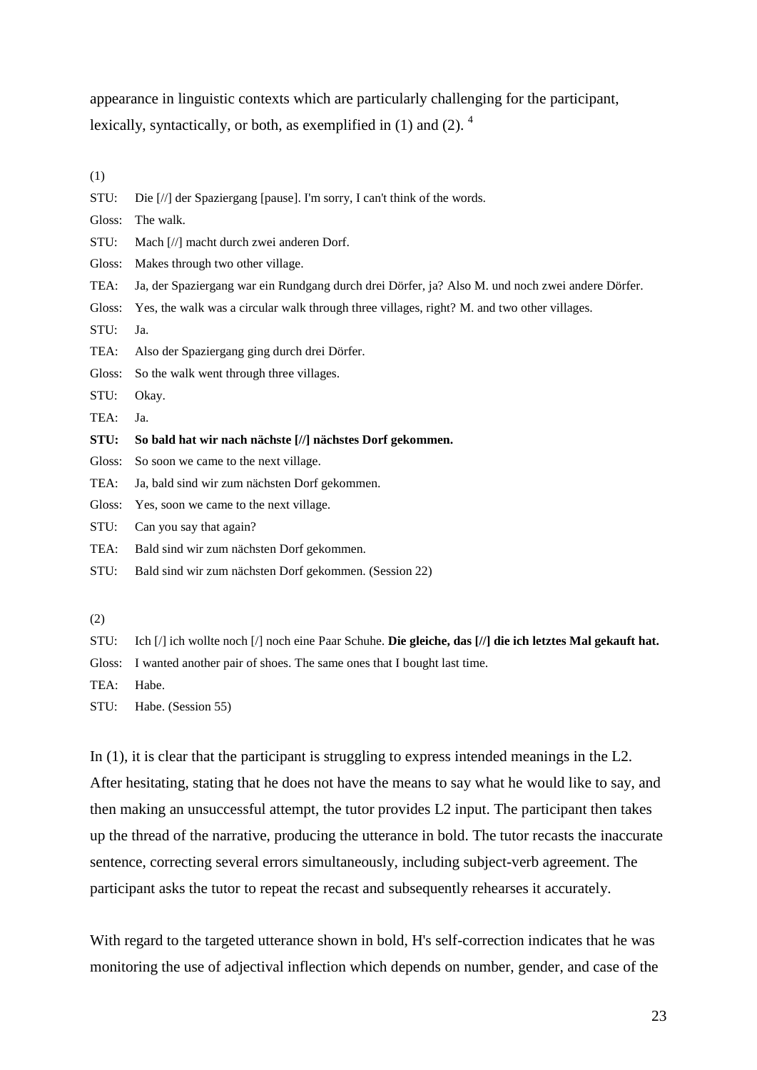appearance in linguistic contexts which are particularly challenging for the participant, lexically, syntactically, or both, as exemplified in (1) and (2). [4]

(1)

STU: Die [//] der Spaziergang [pause]. I'm sorry, I can't think of the words.

Gloss: The walk.

STU: Mach [//] macht durch zwei anderen Dorf.

Gloss: Makes through two other village.

TEA: Ja, der Spaziergang war ein Rundgang durch drei Dörfer, ja? Also M. und noch zwei andere Dörfer.

Gloss: Yes, the walk was a circular walk through three villages, right? M. and two other villages.

STU: Ja.

TEA: Also der Spaziergang ging durch drei Dörfer.

Gloss: So the walk went through three villages.

STU: Okay.

TEA: Ja.

**STU: So bald hat wir nach nächste [//] nächstes Dorf gekommen.**

Gloss: So soon we came to the next village.

TEA: Ja, bald sind wir zum nächsten Dorf gekommen.

Gloss: Yes, soon we came to the next village.

STU: Can you say that again?

TEA: Bald sind wir zum nächsten Dorf gekommen.

STU: Bald sind wir zum nächsten Dorf gekommen. (Session 22)

(2)

STU: Ich [/] ich wollte noch [/] noch eine Paar Schuhe. **Die gleiche, das [//] die ich letztes Mal gekauft hat.**

Gloss: I wanted another pair of shoes. The same ones that I bought last time.

TEA: Habe.

STU: Habe. (Session 55)

In (1), it is clear that the participant is struggling to express intended meanings in the L2. After hesitating, stating that he does not have the means to say what he would like to say, and then making an unsuccessful attempt, the tutor provides L2 input. The participant then takes up the thread of the narrative, producing the utterance in bold. The tutor recasts the inaccurate sentence, correcting several errors simultaneously, including subject-verb agreement. The participant asks the tutor to repeat the recast and subsequently rehearses it accurately.

With regard to the targeted utterance shown in bold, H's self-correction indicates that he was monitoring the use of adjectival inflection which depends on number, gender, and case of the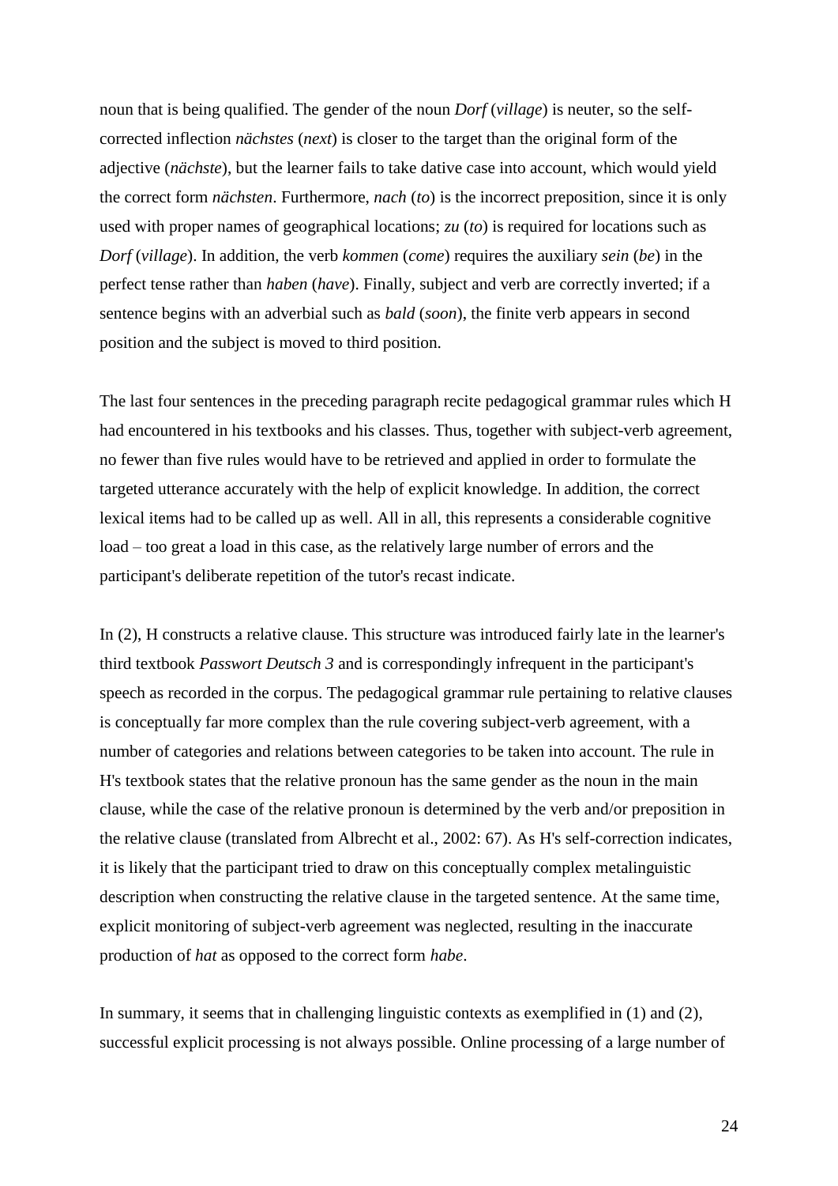noun that is being qualified. The gender of the noun *Dorf* (*village*) is neuter, so the self-corrected inflection *nächstes* (*next*) is closer to the target than the original form of the adjective (*nächste*), but the learner fails to take dative case into account, which would yield the correct form *nächsten*. Furthermore, *nach* (*to*) is the incorrect preposition, since it is only used with proper names of geographical locations; *zu* (*to*) is required for locations such as *Dorf* (*village*). In addition, the verb *kommen* (*come*) requires the auxiliary *sein* (*be*) in the perfect tense rather than *haben* (*have*). Finally, subject and verb are correctly inverted; if a sentence begins with an adverbial such as *bald* (*soon*), the finite verb appears in second position and the subject is moved to third position.

The last four sentences in the preceding paragraph recite pedagogical grammar rules which H had encountered in his textbooks and his classes. Thus, together with subject-verb agreement, no fewer than five rules would have to be retrieved and applied in order to formulate the targeted utterance accurately with the help of explicit knowledge. In addition, the correct lexical items had to be called up as well. All in all, this represents a considerable cognitive load – too great a load in this case, as the relatively large number of errors and the participant's deliberate repetition of the tutor's recast indicate.

In (2), H constructs a relative clause. This structure was introduced fairly late in the learner's third textbook *Passwort Deutsch 3* and is correspondingly infrequent in the participant's speech as recorded in the corpus. The pedagogical grammar rule pertaining to relative clauses is conceptually far more complex than the rule covering subject-verb agreement, with a number of categories and relations between categories to be taken into account. The rule in H's textbook states that the relative pronoun has the same gender as the noun in the main clause, while the case of the relative pronoun is determined by the verb and/or preposition in the relative clause (translated from Albrecht et al., 2002: 67). As H's self-correction indicates, it is likely that the participant tried to draw on this conceptually complex metalinguistic description when constructing the relative clause in the targeted sentence. At the same time, explicit monitoring of subject-verb agreement was neglected, resulting in the inaccurate production of *hat* as opposed to the correct form *habe*.

In summary, it seems that in challenging linguistic contexts as exemplified in (1) and (2), successful explicit processing is not always possible. Online processing of a large number of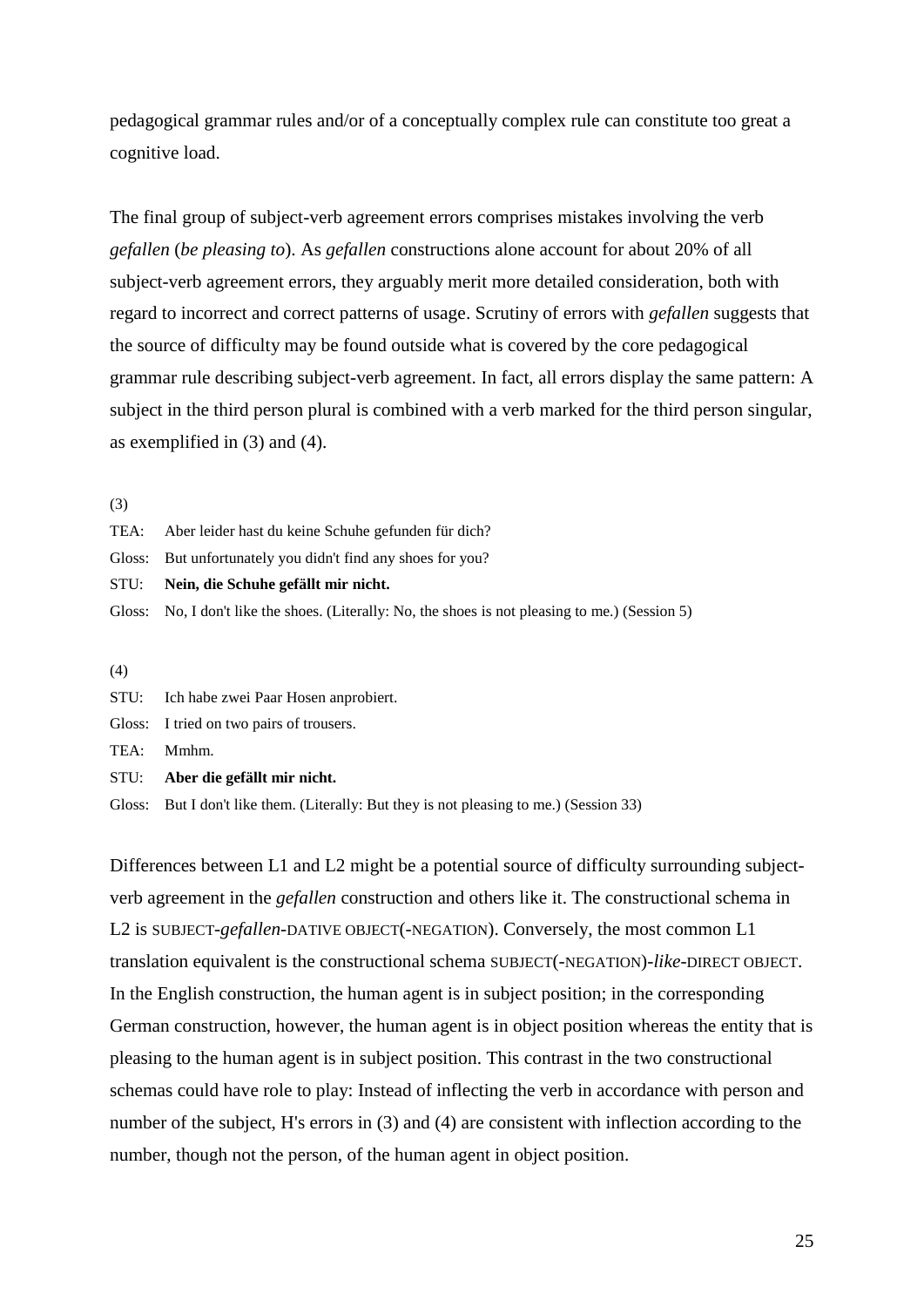pedagogical grammar rules and/or of a conceptually complex rule can constitute too great a cognitive load.

The final group of subject-verb agreement errors comprises mistakes involving the verb *gefallen* (*be pleasing to*). As *gefallen* constructions alone account for about 20% of all subject-verb agreement errors, they arguably merit more detailed consideration, both with regard to incorrect and correct patterns of usage. Scrutiny of errors with *gefallen* suggests that the source of difficulty may be found outside what is covered by the core pedagogical grammar rule describing subject-verb agreement. In fact, all errors display the same pattern: A subject in the third person plural is combined with a verb marked for the third person singular, as exemplified in (3) and (4).

(3)

TEA: Aber leider hast du keine Schuhe gefunden für dich?

Gloss: But unfortunately you didn't find any shoes for you?

STU: **Nein, die Schuhe gefällt mir nicht.**

Gloss: No, I don't like the shoes. (Literally: No, the shoes is not pleasing to me.) (Session 5)

(4)

STU: Ich habe zwei Paar Hosen anprobiert.

Gloss: I tried on two pairs of trousers.

TEA: Mmhm.

STU: **Aber die gefällt mir nicht.**

Gloss: But I don't like them. (Literally: But they is not pleasing to me.) (Session 33)

Differences between L1 and L2 might be a potential source of difficulty surrounding subject-verb agreement in the *gefallen* construction and others like it. The constructional schema in L2 is SUBJECT-*gefallen*-DATIVE OBJECT(-NEGATION). Conversely, the most common L1 translation equivalent is the constructional schema SUBJECT(-NEGATION)-*like*-DIRECT OBJECT. In the English construction, the human agent is in subject position; in the corresponding German construction, however, the human agent is in object position whereas the entity that is pleasing to the human agent is in subject position. This contrast in the two constructional schemas could have role to play: Instead of inflecting the verb in accordance with person and number of the subject, H's errors in (3) and (4) are consistent with inflection according to the number, though not the person, of the human agent in object position.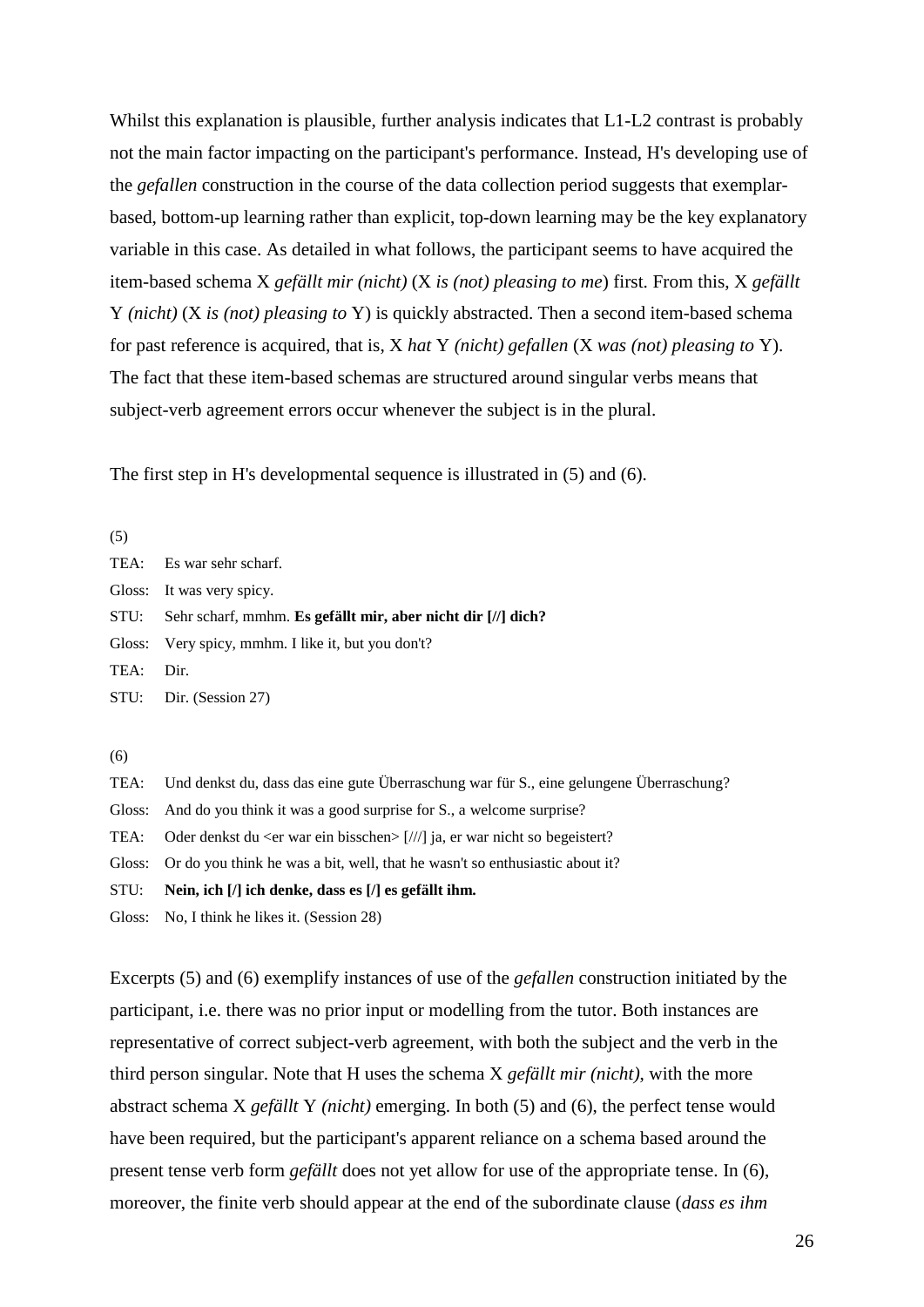Whilst this explanation is plausible, further analysis indicates that L1-L2 contrast is probably not the main factor impacting on the participant's performance. Instead, H's developing use of the *gefallen* construction in the course of the data collection period suggests that exemplar-based, bottom-up learning rather than explicit, top-down learning may be the key explanatory variable in this case. As detailed in what follows, the participant seems to have acquired the item-based schema X *gefällt mir (nicht)* (X *is (not) pleasing to me*) first. From this, X *gefällt* Y *(nicht)* (X *is (not) pleasing to* Y) is quickly abstracted. Then a second item-based schema for past reference is acquired, that is, X *hat* Y *(nicht) gefallen* (X *was (not) pleasing to* Y). The fact that these item-based schemas are structured around singular verbs means that subject-verb agreement errors occur whenever the subject is in the plural.

The first step in H's developmental sequence is illustrated in (5) and (6).

(5)

TEA: Es war sehr scharf.

Gloss: It was very spicy.

STU: Sehr scharf, mmhm. **Es gefällt mir, aber nicht dir [//] dich?**

Gloss: Very spicy, mmhm. I like it, but you don't?

TEA: Dir.

STU: Dir. (Session 27)

(6)

TEA: Und denkst du, dass das eine gute Überraschung war für S., eine gelungene Überraschung?

Gloss: And do you think it was a good surprise for S., a welcome surprise?

TEA: Oder denkst du <er war ein bisschen> [///] ja, er war nicht so begeistert?

Gloss: Or do you think he was a bit, well, that he wasn't so enthusiastic about it?

STU: **Nein, ich [/] ich denke, dass es [/] es gefällt ihm.**

Gloss: No, I think he likes it. (Session 28)

Excerpts (5) and (6) exemplify instances of use of the *gefallen* construction initiated by the participant, i.e. there was no prior input or modelling from the tutor. Both instances are representative of correct subject-verb agreement, with both the subject and the verb in the third person singular. Note that H uses the schema X *gefällt mir (nicht)*, with the more abstract schema X *gefällt* Y *(nicht)* emerging. In both (5) and (6), the perfect tense would have been required, but the participant's apparent reliance on a schema based around the present tense verb form *gefällt* does not yet allow for use of the appropriate tense. In (6), moreover, the finite verb should appear at the end of the subordinate clause (*dass es ihm*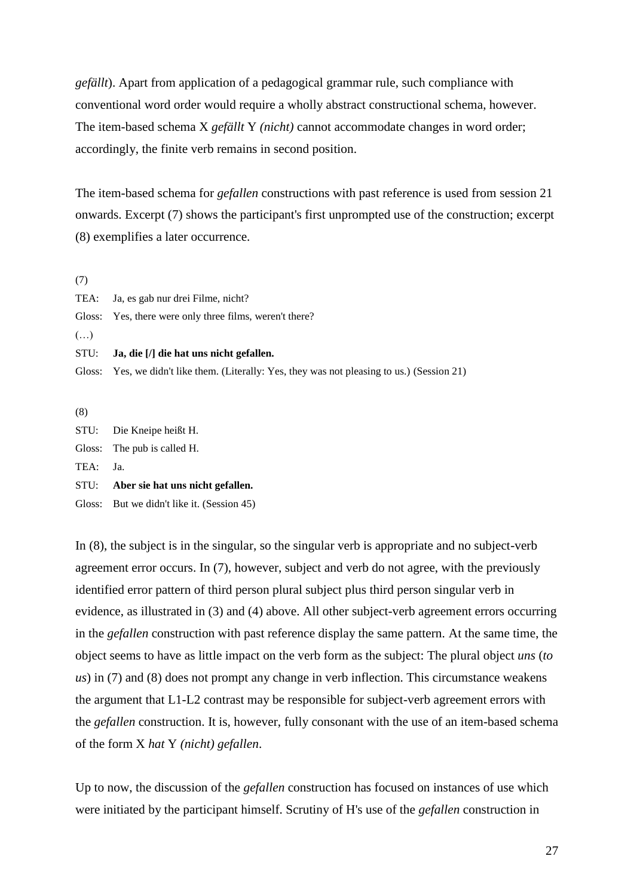*gefällt*). Apart from application of a pedagogical grammar rule, such compliance with conventional word order would require a wholly abstract constructional schema, however. The item-based schema X *gefällt* Y *(nicht)* cannot accommodate changes in word order; accordingly, the finite verb remains in second position.

The item-based schema for *gefallen* constructions with past reference is used from session 21 onwards. Excerpt (7) shows the participant's first unprompted use of the construction; excerpt (8) exemplifies a later occurrence.

(7)

TEA: Ja, es gab nur drei Filme, nicht?

Gloss: Yes, there were only three films, weren't there?

(…)

STU: **Ja, die [/] die hat uns nicht gefallen.**

Gloss: Yes, we didn't like them. (Literally: Yes, they was not pleasing to us.) (Session 21)

(8)

STU: Die Kneipe heißt H.

Gloss: The pub is called H.

TEA: Ja.

STU: **Aber sie hat uns nicht gefallen.**

Gloss: But we didn't like it. (Session 45)

In (8), the subject is in the singular, so the singular verb is appropriate and no subject-verb agreement error occurs. In (7), however, subject and verb do not agree, with the previously identified error pattern of third person plural subject plus third person singular verb in evidence, as illustrated in (3) and (4) above. All other subject-verb agreement errors occurring in the *gefallen* construction with past reference display the same pattern. At the same time, the object seems to have as little impact on the verb form as the subject: The plural object *uns* (*to us*) in (7) and (8) does not prompt any change in verb inflection. This circumstance weakens the argument that L1-L2 contrast may be responsible for subject-verb agreement errors with the *gefallen* construction. It is, however, fully consonant with the use of an item-based schema of the form X *hat* Y *(nicht) gefallen*.

Up to now, the discussion of the *gefallen* construction has focused on instances of use which were initiated by the participant himself. Scrutiny of H's use of the *gefallen* construction in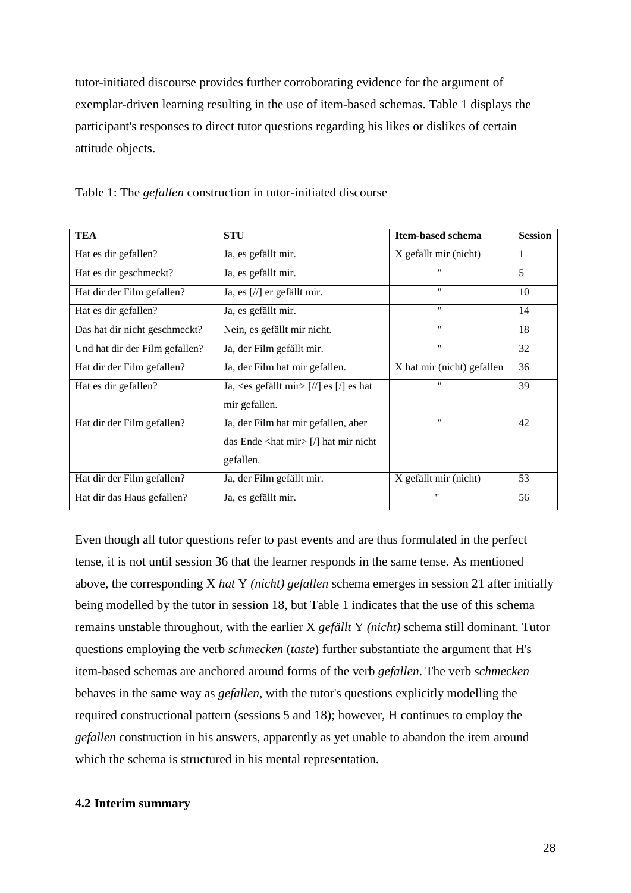tutor-initiated discourse provides further corroborating evidence for the argument of exemplar-driven learning resulting in the use of item-based schemas. Table 1 displays the participant's responses to direct tutor questions regarding his likes or dislikes of certain attitude objects.

Table 1: The *gefallen* construction in tutor-initiated discourse

| **TEA** | **STU** | **Item-based schema** | **Session** |
|---|---|---|---|
| Hat es dir gefallen? | Ja, es gefällt mir. | X gefällt mir (nicht) | 1 |
| Hat es dir geschmeckt? | Ja, es gefällt mir. | " | 5 |
| Hat dir der Film gefallen? | Ja, es [//] er gefällt mir. | " | 10 |
| Hat es dir gefallen? | Ja, es gefällt mir. | " | 14 |
| Das hat dir nicht geschmeckt? | Nein, es gefällt mir nicht. | " | 18 |
| Und hat dir der Film gefallen? | Ja, der Film gefällt mir. | " | 32 |
| Hat dir der Film gefallen? | Ja, der Film hat mir gefallen. | X hat mir (nicht) gefallen | 36 |
| Hat es dir gefallen? | Ja, <es gefällt mir> [//] es [/] es hat mir gefallen. | " | 39 |
| Hat dir der Film gefallen? | Ja, der Film hat mir gefallen, aber das Ende <hat mir> [/] hat mir nicht gefallen. | " | 42 |
| Hat dir der Film gefallen? | Ja, der Film gefällt mir. | X gefällt mir (nicht) | 53 |
| Hat dir das Haus gefallen? | Ja, es gefällt mir. | " | 56 |

Even though all tutor questions refer to past events and are thus formulated in the perfect tense, it is not until session 36 that the learner responds in the same tense. As mentioned above, the corresponding X *hat* Y *(nicht) gefallen* schema emerges in session 21 after initially being modelled by the tutor in session 18, but Table 1 indicates that the use of this schema remains unstable throughout, with the earlier X *gefällt* Y *(nicht)* schema still dominant. Tutor questions employing the verb *schmecken* (*taste*) further substantiate the argument that H's item-based schemas are anchored around forms of the verb *gefallen*. The verb *schmecken* behaves in the same way as *gefallen*, with the tutor's questions explicitly modelling the required constructional pattern (sessions 5 and 18); however, H continues to employ the *gefallen* construction in his answers, apparently as yet unable to abandon the item around which the schema is structured in his mental representation.

### 4.2 Interim summary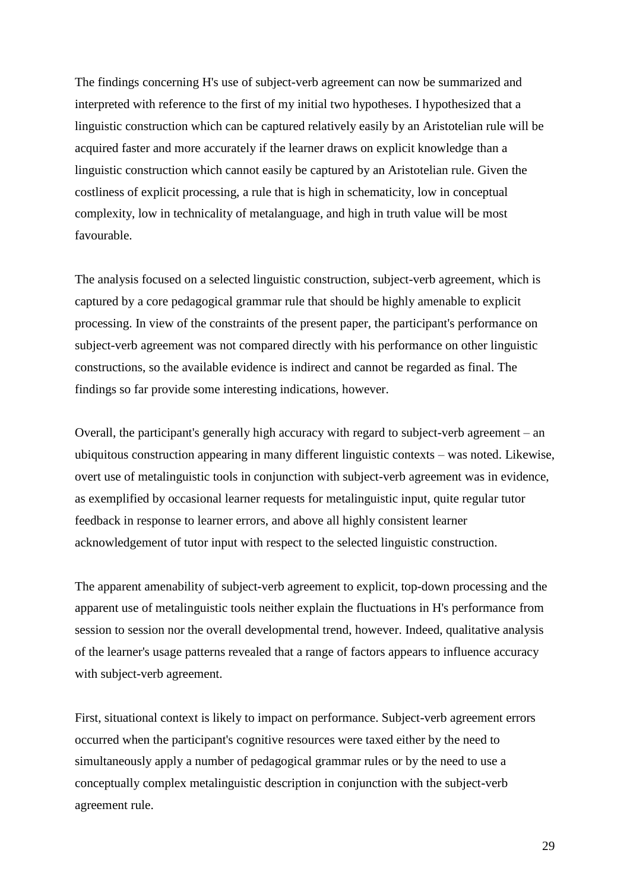The findings concerning H's use of subject-verb agreement can now be summarized and interpreted with reference to the first of my initial two hypotheses. I hypothesized that a linguistic construction which can be captured relatively easily by an Aristotelian rule will be acquired faster and more accurately if the learner draws on explicit knowledge than a linguistic construction which cannot easily be captured by an Aristotelian rule. Given the costliness of explicit processing, a rule that is high in schematicity, low in conceptual complexity, low in technicality of metalanguage, and high in truth value will be most favourable.

The analysis focused on a selected linguistic construction, subject-verb agreement, which is captured by a core pedagogical grammar rule that should be highly amenable to explicit processing. In view of the constraints of the present paper, the participant's performance on subject-verb agreement was not compared directly with his performance on other linguistic constructions, so the available evidence is indirect and cannot be regarded as final. The findings so far provide some interesting indications, however.

Overall, the participant's generally high accuracy with regard to subject-verb agreement – an ubiquitous construction appearing in many different linguistic contexts – was noted. Likewise, overt use of metalinguistic tools in conjunction with subject-verb agreement was in evidence, as exemplified by occasional learner requests for metalinguistic input, quite regular tutor feedback in response to learner errors, and above all highly consistent learner acknowledgement of tutor input with respect to the selected linguistic construction.

The apparent amenability of subject-verb agreement to explicit, top-down processing and the apparent use of metalinguistic tools neither explain the fluctuations in H's performance from session to session nor the overall developmental trend, however. Indeed, qualitative analysis of the learner's usage patterns revealed that a range of factors appears to influence accuracy with subject-verb agreement.

First, situational context is likely to impact on performance. Subject-verb agreement errors occurred when the participant's cognitive resources were taxed either by the need to simultaneously apply a number of pedagogical grammar rules or by the need to use a conceptually complex metalinguistic description in conjunction with the subject-verb agreement rule.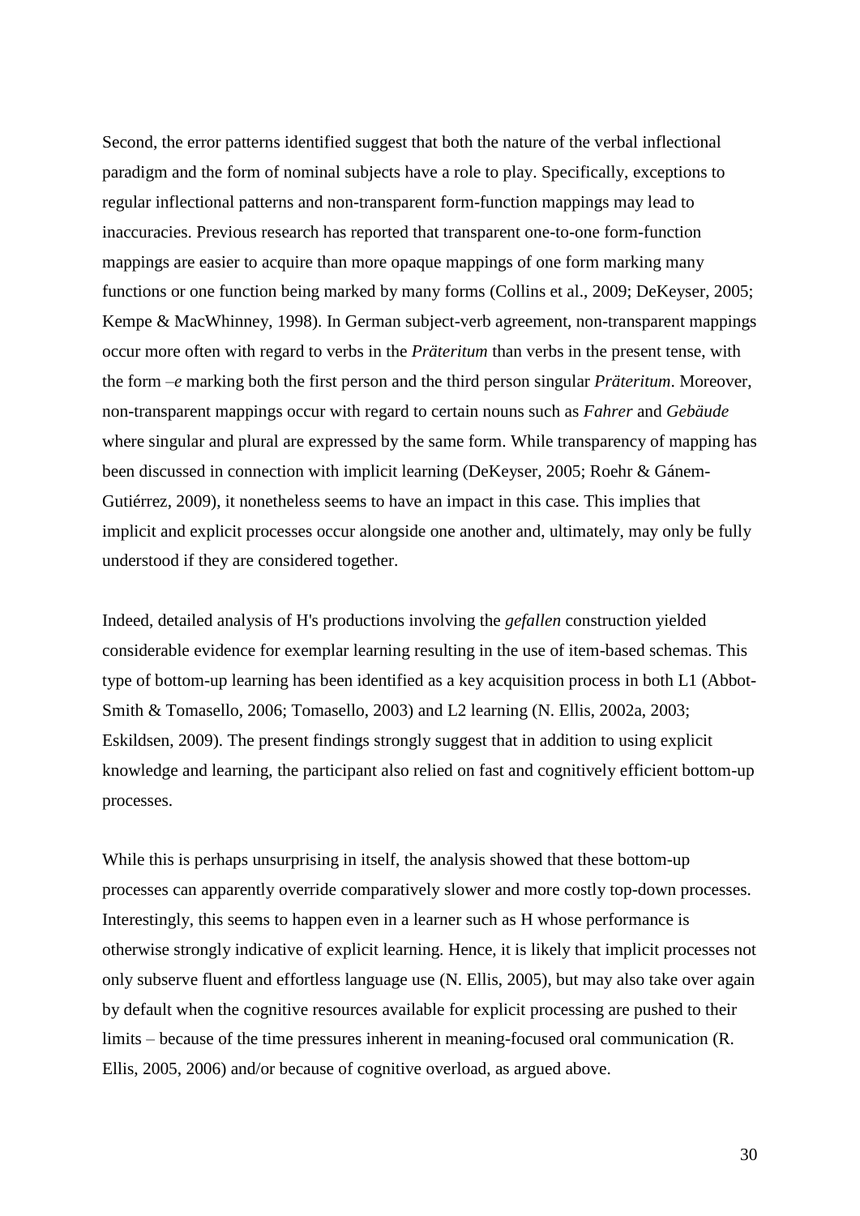Second, the error patterns identified suggest that both the nature of the verbal inflectional paradigm and the form of nominal subjects have a role to play. Specifically, exceptions to regular inflectional patterns and non-transparent form-function mappings may lead to inaccuracies. Previous research has reported that transparent one-to-one form-function mappings are easier to acquire than more opaque mappings of one form marking many functions or one function being marked by many forms (Collins et al., 2009; DeKeyser, 2005; Kempe & MacWhinney, 1998). In German subject-verb agreement, non-transparent mappings occur more often with regard to verbs in the *Präteritum* than verbs in the present tense, with the form *–e* marking both the first person and the third person singular *Präteritum*. Moreover, non-transparent mappings occur with regard to certain nouns such as *Fahrer* and *Gebäude* where singular and plural are expressed by the same form. While transparency of mapping has been discussed in connection with implicit learning (DeKeyser, 2005; Roehr & Gánem-Gutiérrez, 2009), it nonetheless seems to have an impact in this case. This implies that implicit and explicit processes occur alongside one another and, ultimately, may only be fully understood if they are considered together.

Indeed, detailed analysis of H's productions involving the *gefallen* construction yielded considerable evidence for exemplar learning resulting in the use of item-based schemas. This type of bottom-up learning has been identified as a key acquisition process in both L1 (Abbot-Smith & Tomasello, 2006; Tomasello, 2003) and L2 learning (N. Ellis, 2002a, 2003; Eskildsen, 2009). The present findings strongly suggest that in addition to using explicit knowledge and learning, the participant also relied on fast and cognitively efficient bottom-up processes.

While this is perhaps unsurprising in itself, the analysis showed that these bottom-up processes can apparently override comparatively slower and more costly top-down processes. Interestingly, this seems to happen even in a learner such as H whose performance is otherwise strongly indicative of explicit learning. Hence, it is likely that implicit processes not only subserve fluent and effortless language use (N. Ellis, 2005), but may also take over again by default when the cognitive resources available for explicit processing are pushed to their limits – because of the time pressures inherent in meaning-focused oral communication (R. Ellis, 2005, 2006) and/or because of cognitive overload, as argued above.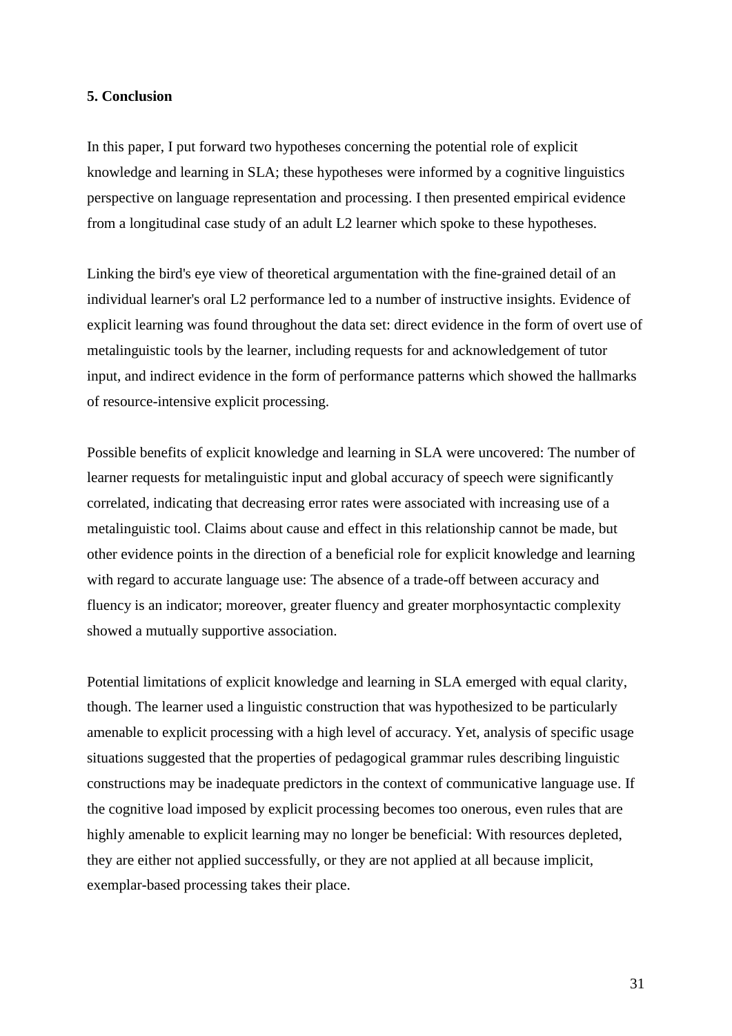**5. Conclusion**

In this paper, I put forward two hypotheses concerning the potential role of explicit knowledge and learning in SLA; these hypotheses were informed by a cognitive linguistics perspective on language representation and processing. I then presented empirical evidence from a longitudinal case study of an adult L2 learner which spoke to these hypotheses.

Linking the bird's eye view of theoretical argumentation with the fine-grained detail of an individual learner's oral L2 performance led to a number of instructive insights. Evidence of explicit learning was found throughout the data set: direct evidence in the form of overt use of metalinguistic tools by the learner, including requests for and acknowledgement of tutor input, and indirect evidence in the form of performance patterns which showed the hallmarks of resource-intensive explicit processing.

Possible benefits of explicit knowledge and learning in SLA were uncovered: The number of learner requests for metalinguistic input and global accuracy of speech were significantly correlated, indicating that decreasing error rates were associated with increasing use of a metalinguistic tool. Claims about cause and effect in this relationship cannot be made, but other evidence points in the direction of a beneficial role for explicit knowledge and learning with regard to accurate language use: The absence of a trade-off between accuracy and fluency is an indicator; moreover, greater fluency and greater morphosyntactic complexity showed a mutually supportive association.

Potential limitations of explicit knowledge and learning in SLA emerged with equal clarity, though. The learner used a linguistic construction that was hypothesized to be particularly amenable to explicit processing with a high level of accuracy. Yet, analysis of specific usage situations suggested that the properties of pedagogical grammar rules describing linguistic constructions may be inadequate predictors in the context of communicative language use. If the cognitive load imposed by explicit processing becomes too onerous, even rules that are highly amenable to explicit learning may no longer be beneficial: With resources depleted, they are either not applied successfully, or they are not applied at all because implicit, exemplar-based processing takes their place.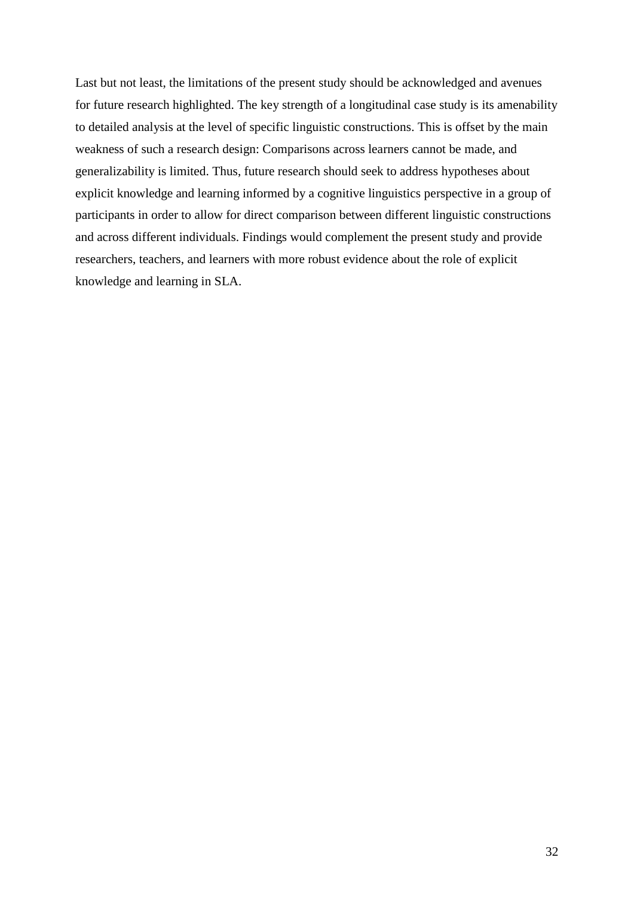Last but not least, the limitations of the present study should be acknowledged and avenues for future research highlighted. The key strength of a longitudinal case study is its amenability to detailed analysis at the level of specific linguistic constructions. This is offset by the main weakness of such a research design: Comparisons across learners cannot be made, and generalizability is limited. Thus, future research should seek to address hypotheses about explicit knowledge and learning informed by a cognitive linguistics perspective in a group of participants in order to allow for direct comparison between different linguistic constructions and across different individuals. Findings would complement the present study and provide researchers, teachers, and learners with more robust evidence about the role of explicit knowledge and learning in SLA.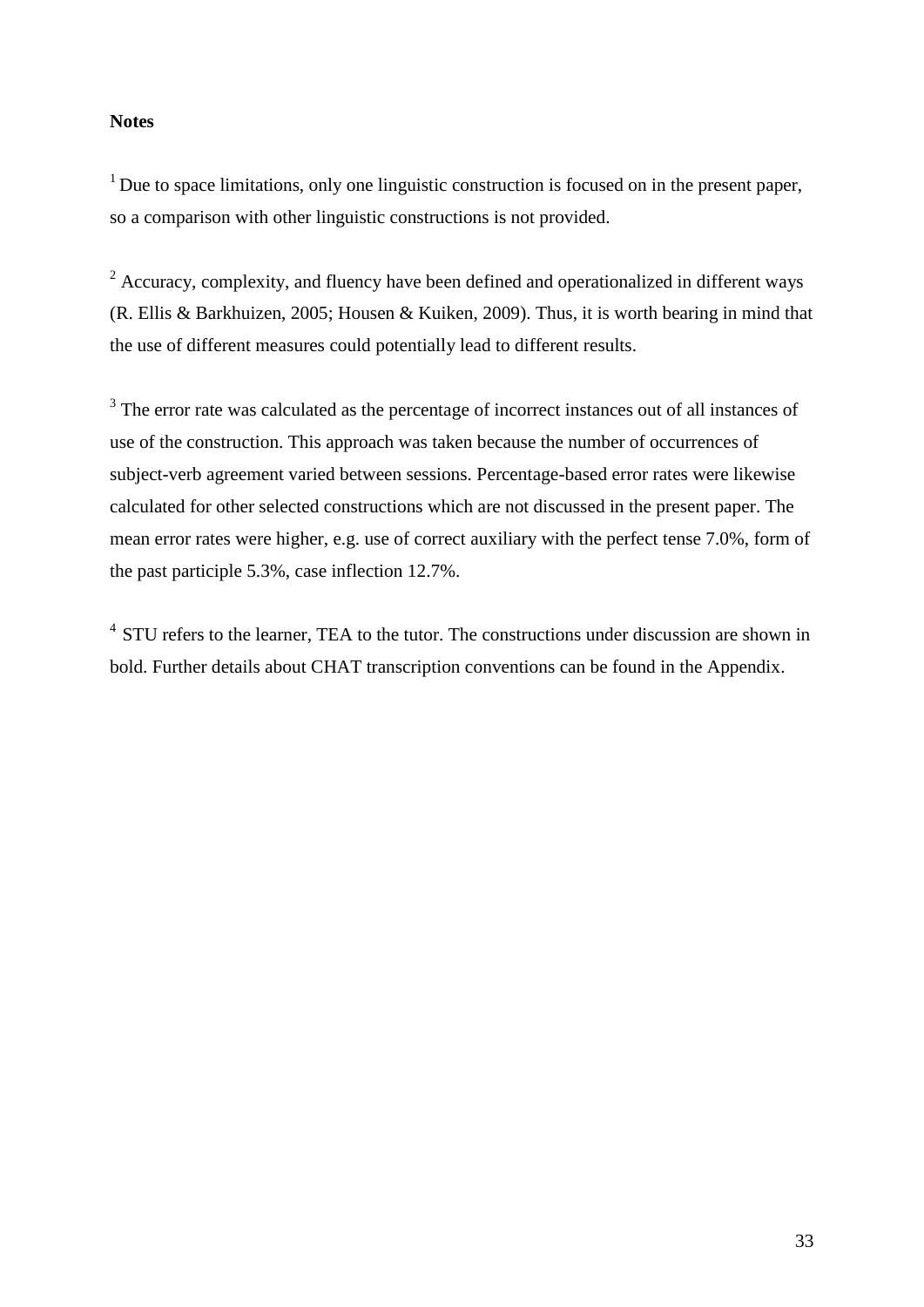**Notes**

[1] Due to space limitations, only one linguistic construction is focused on in the present paper, so a comparison with other linguistic constructions is not provided.

[2] Accuracy, complexity, and fluency have been defined and operationalized in different ways (R. Ellis & Barkhuizen, 2005; Housen & Kuiken, 2009). Thus, it is worth bearing in mind that the use of different measures could potentially lead to different results.

[3] The error rate was calculated as the percentage of incorrect instances out of all instances of use of the construction. This approach was taken because the number of occurrences of subject-verb agreement varied between sessions. Percentage-based error rates were likewise calculated for other selected constructions which are not discussed in the present paper. The mean error rates were higher, e.g. use of correct auxiliary with the perfect tense 7.0%, form of the past participle 5.3%, case inflection 12.7%.

[4] STU refers to the learner, TEA to the tutor. The constructions under discussion are shown in bold. Further details about CHAT transcription conventions can be found in the Appendix.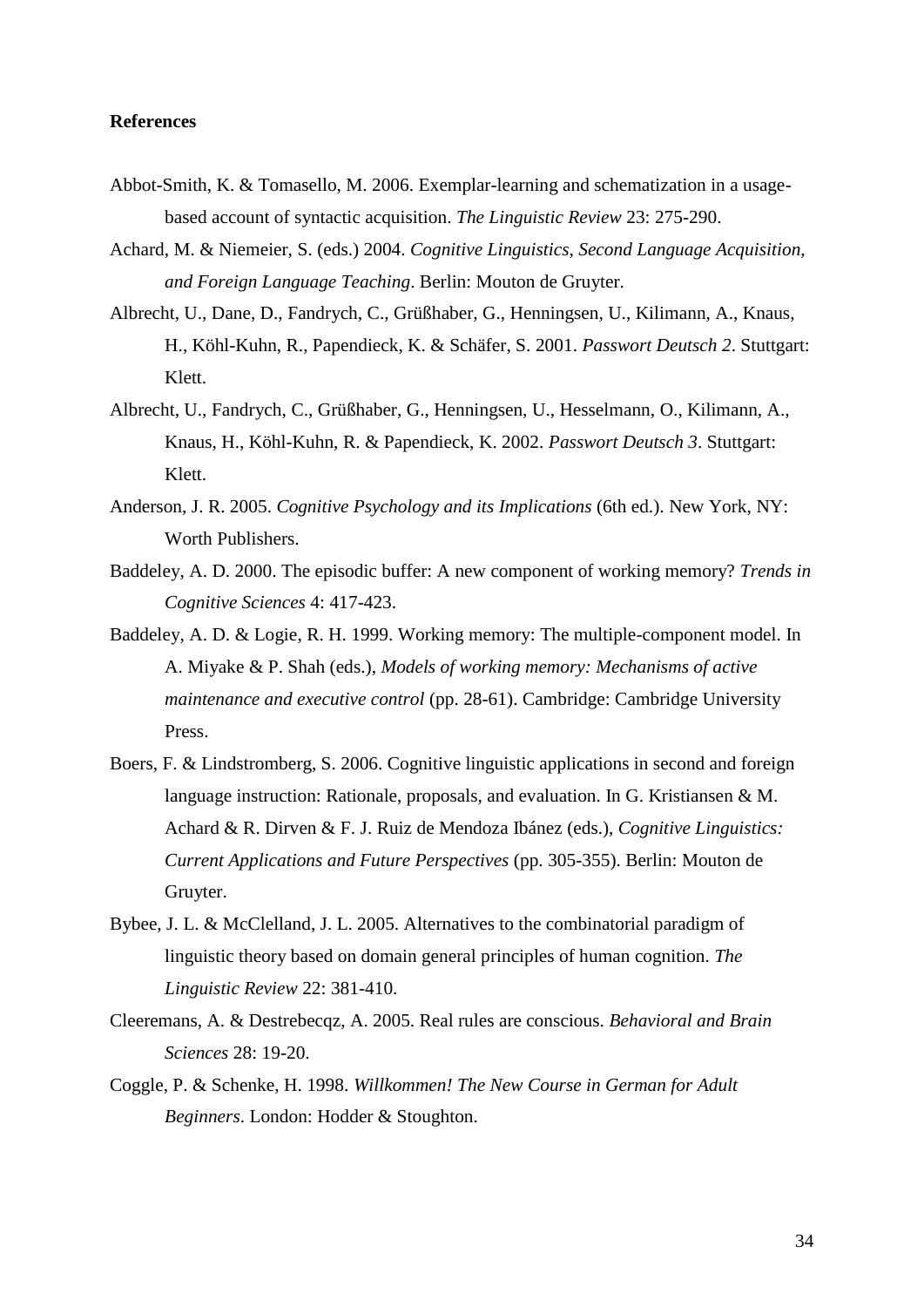**References**

Abbot-Smith, K. & Tomasello, M. 2006. Exemplar-learning and schematization in a usage-based account of syntactic acquisition. *The Linguistic Review* 23: 275-290.

Achard, M. & Niemeier, S. (eds.) 2004. *Cognitive Linguistics, Second Language Acquisition, and Foreign Language Teaching*. Berlin: Mouton de Gruyter.

Albrecht, U., Dane, D., Fandrych, C., Grüßhaber, G., Henningsen, U., Kilimann, A., Knaus, H., Köhl-Kuhn, R., Papendieck, K. & Schäfer, S. 2001. *Passwort Deutsch 2*. Stuttgart: Klett.

Albrecht, U., Fandrych, C., Grüßhaber, G., Henningsen, U., Hesselmann, O., Kilimann, A., Knaus, H., Köhl-Kuhn, R. & Papendieck, K. 2002. *Passwort Deutsch 3*. Stuttgart: Klett.

Anderson, J. R. 2005. *Cognitive Psychology and its Implications* (6th ed.). New York, NY: Worth Publishers.

Baddeley, A. D. 2000. The episodic buffer: A new component of working memory? *Trends in Cognitive Sciences* 4: 417-423.

Baddeley, A. D. & Logie, R. H. 1999. Working memory: The multiple-component model. In A. Miyake & P. Shah (eds.), *Models of working memory: Mechanisms of active maintenance and executive control* (pp. 28-61). Cambridge: Cambridge University Press.

Boers, F. & Lindstromberg, S. 2006. Cognitive linguistic applications in second and foreign language instruction: Rationale, proposals, and evaluation. In G. Kristiansen & M. Achard & R. Dirven & F. J. Ruiz de Mendoza Ibánez (eds.), *Cognitive Linguistics: Current Applications and Future Perspectives* (pp. 305-355). Berlin: Mouton de Gruyter.

Bybee, J. L. & McClelland, J. L. 2005. Alternatives to the combinatorial paradigm of linguistic theory based on domain general principles of human cognition. *The Linguistic Review* 22: 381-410.

Cleeremans, A. & Destrebecqz, A. 2005. Real rules are conscious. *Behavioral and Brain Sciences* 28: 19-20.

Coggle, P. & Schenke, H. 1998. *Willkommen! The New Course in German for Adult Beginners*. London: Hodder & Stoughton.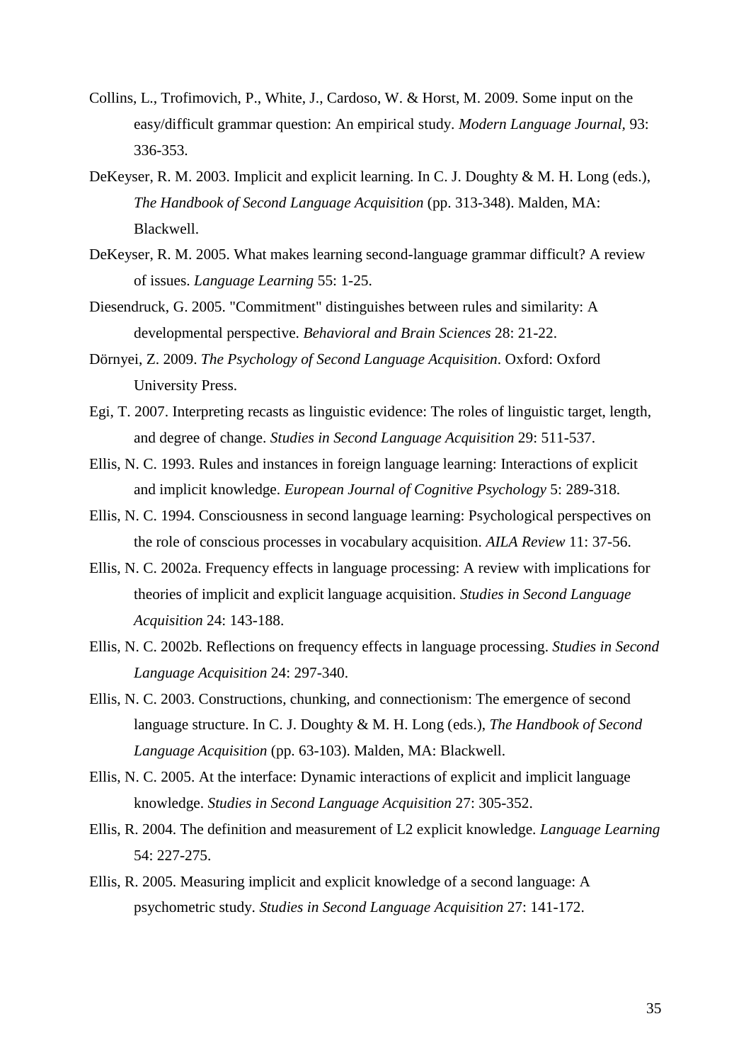Collins, L., Trofimovich, P., White, J., Cardoso, W. & Horst, M. 2009. Some input on the easy/difficult grammar question: An empirical study. *Modern Language Journal,* 93: 336-353.

DeKeyser, R. M. 2003. Implicit and explicit learning. In C. J. Doughty & M. H. Long (eds.), *The Handbook of Second Language Acquisition* (pp. 313-348). Malden, MA: Blackwell.

DeKeyser, R. M. 2005. What makes learning second-language grammar difficult? A review of issues. *Language Learning* 55: 1-25.

Diesendruck, G. 2005. "Commitment" distinguishes between rules and similarity: A developmental perspective. *Behavioral and Brain Sciences* 28: 21-22.

Dörnyei, Z. 2009. *The Psychology of Second Language Acquisition*. Oxford: Oxford University Press.

Egi, T. 2007. Interpreting recasts as linguistic evidence: The roles of linguistic target, length, and degree of change. *Studies in Second Language Acquisition* 29: 511-537.

Ellis, N. C. 1993. Rules and instances in foreign language learning: Interactions of explicit and implicit knowledge. *European Journal of Cognitive Psychology* 5: 289-318.

Ellis, N. C. 1994. Consciousness in second language learning: Psychological perspectives on the role of conscious processes in vocabulary acquisition. *AILA Review* 11: 37-56.

Ellis, N. C. 2002a. Frequency effects in language processing: A review with implications for theories of implicit and explicit language acquisition. *Studies in Second Language Acquisition* 24: 143-188.

Ellis, N. C. 2002b. Reflections on frequency effects in language processing. *Studies in Second Language Acquisition* 24: 297-340.

Ellis, N. C. 2003. Constructions, chunking, and connectionism: The emergence of second language structure. In C. J. Doughty & M. H. Long (eds.), *The Handbook of Second Language Acquisition* (pp. 63-103). Malden, MA: Blackwell.

Ellis, N. C. 2005. At the interface: Dynamic interactions of explicit and implicit language knowledge. *Studies in Second Language Acquisition* 27: 305-352.

Ellis, R. 2004. The definition and measurement of L2 explicit knowledge. *Language Learning* 54: 227-275.

Ellis, R. 2005. Measuring implicit and explicit knowledge of a second language: A psychometric study. *Studies in Second Language Acquisition* 27: 141-172.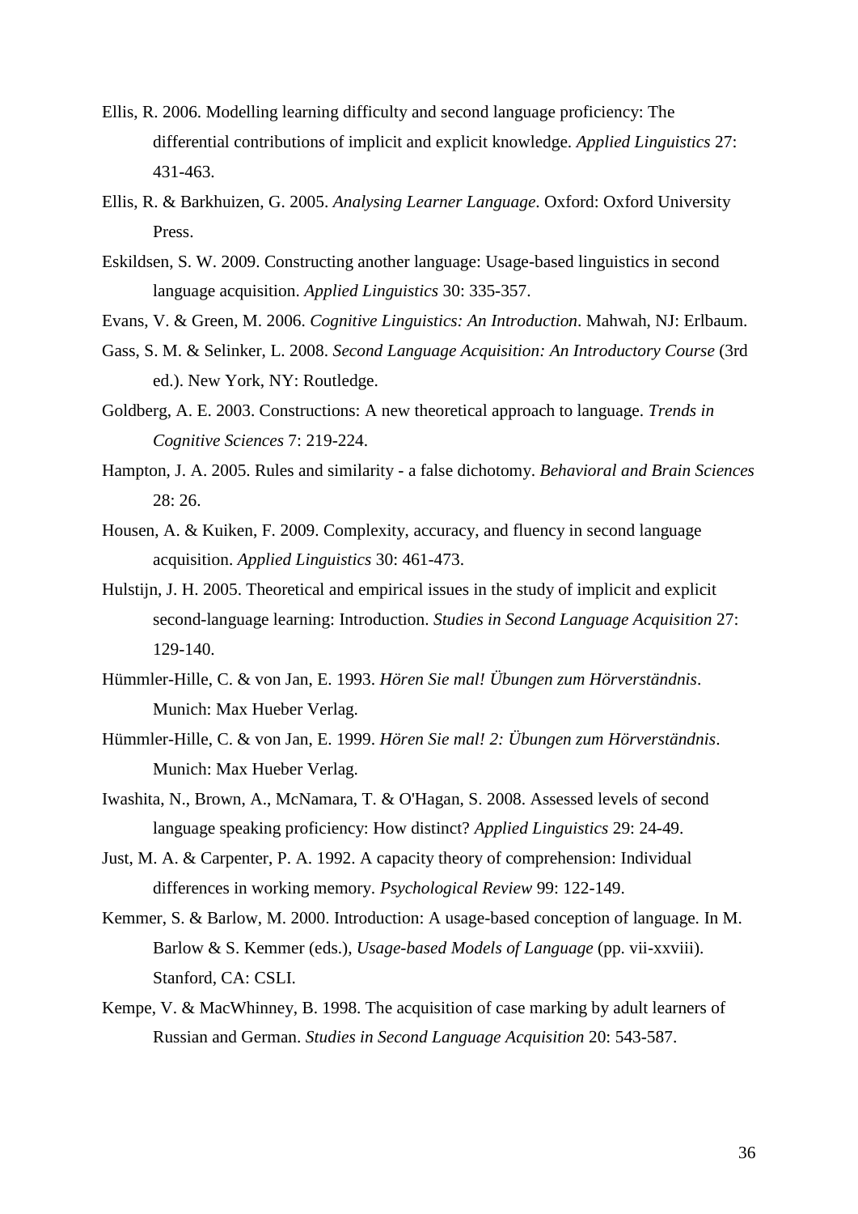Ellis, R. 2006. Modelling learning difficulty and second language proficiency: The differential contributions of implicit and explicit knowledge. *Applied Linguistics* 27: 431-463.

Ellis, R. & Barkhuizen, G. 2005. *Analysing Learner Language*. Oxford: Oxford University Press.

Eskildsen, S. W. 2009. Constructing another language: Usage-based linguistics in second language acquisition. *Applied Linguistics* 30: 335-357.

Evans, V. & Green, M. 2006. *Cognitive Linguistics: An Introduction*. Mahwah, NJ: Erlbaum.

Gass, S. M. & Selinker, L. 2008. *Second Language Acquisition: An Introductory Course* (3rd ed.). New York, NY: Routledge.

Goldberg, A. E. 2003. Constructions: A new theoretical approach to language. *Trends in Cognitive Sciences* 7: 219-224.

Hampton, J. A. 2005. Rules and similarity - a false dichotomy. *Behavioral and Brain Sciences* 28: 26.

Housen, A. & Kuiken, F. 2009. Complexity, accuracy, and fluency in second language acquisition. *Applied Linguistics* 30: 461-473.

Hulstijn, J. H. 2005. Theoretical and empirical issues in the study of implicit and explicit second-language learning: Introduction. *Studies in Second Language Acquisition* 27: 129-140.

Hümmler-Hille, C. & von Jan, E. 1993. *Hören Sie mal! Übungen zum Hörverständnis*. Munich: Max Hueber Verlag.

Hümmler-Hille, C. & von Jan, E. 1999. *Hören Sie mal! 2: Übungen zum Hörverständnis*. Munich: Max Hueber Verlag.

Iwashita, N., Brown, A., McNamara, T. & O'Hagan, S. 2008. Assessed levels of second language speaking proficiency: How distinct? *Applied Linguistics* 29: 24-49.

Just, M. A. & Carpenter, P. A. 1992. A capacity theory of comprehension: Individual differences in working memory. *Psychological Review* 99: 122-149.

Kemmer, S. & Barlow, M. 2000. Introduction: A usage-based conception of language. In M. Barlow & S. Kemmer (eds.), *Usage-based Models of Language* (pp. vii-xxviii). Stanford, CA: CSLI.

Kempe, V. & MacWhinney, B. 1998. The acquisition of case marking by adult learners of Russian and German. *Studies in Second Language Acquisition* 20: 543-587.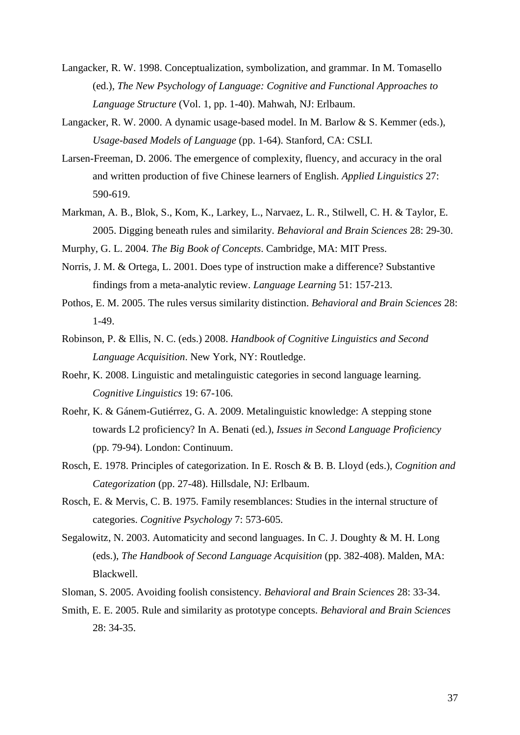Langacker, R. W. 1998. Conceptualization, symbolization, and grammar. In M. Tomasello (ed.), *The New Psychology of Language: Cognitive and Functional Approaches to Language Structure* (Vol. 1, pp. 1-40). Mahwah, NJ: Erlbaum.

Langacker, R. W. 2000. A dynamic usage-based model. In M. Barlow & S. Kemmer (eds.), *Usage-based Models of Language* (pp. 1-64). Stanford, CA: CSLI.

Larsen-Freeman, D. 2006. The emergence of complexity, fluency, and accuracy in the oral and written production of five Chinese learners of English. *Applied Linguistics* 27: 590-619.

Markman, A. B., Blok, S., Kom, K., Larkey, L., Narvaez, L. R., Stilwell, C. H. & Taylor, E. 2005. Digging beneath rules and similarity. *Behavioral and Brain Sciences* 28: 29-30.

Murphy, G. L. 2004. *The Big Book of Concepts*. Cambridge, MA: MIT Press.

Norris, J. M. & Ortega, L. 2001. Does type of instruction make a difference? Substantive findings from a meta-analytic review. *Language Learning* 51: 157-213.

Pothos, E. M. 2005. The rules versus similarity distinction. *Behavioral and Brain Sciences* 28: 1-49.

Robinson, P. & Ellis, N. C. (eds.) 2008. *Handbook of Cognitive Linguistics and Second Language Acquisition*. New York, NY: Routledge.

Roehr, K. 2008. Linguistic and metalinguistic categories in second language learning. *Cognitive Linguistics* 19: 67-106.

Roehr, K. & Gánem-Gutiérrez, G. A. 2009. Metalinguistic knowledge: A stepping stone towards L2 proficiency? In A. Benati (ed.), *Issues in Second Language Proficiency* (pp. 79-94). London: Continuum.

Rosch, E. 1978. Principles of categorization. In E. Rosch & B. B. Lloyd (eds.), *Cognition and Categorization* (pp. 27-48). Hillsdale, NJ: Erlbaum.

Rosch, E. & Mervis, C. B. 1975. Family resemblances: Studies in the internal structure of categories. *Cognitive Psychology* 7: 573-605.

Segalowitz, N. 2003. Automaticity and second languages. In C. J. Doughty & M. H. Long (eds.), *The Handbook of Second Language Acquisition* (pp. 382-408). Malden, MA: Blackwell.

Sloman, S. 2005. Avoiding foolish consistency. *Behavioral and Brain Sciences* 28: 33-34.

Smith, E. E. 2005. Rule and similarity as prototype concepts. *Behavioral and Brain Sciences* 28: 34-35.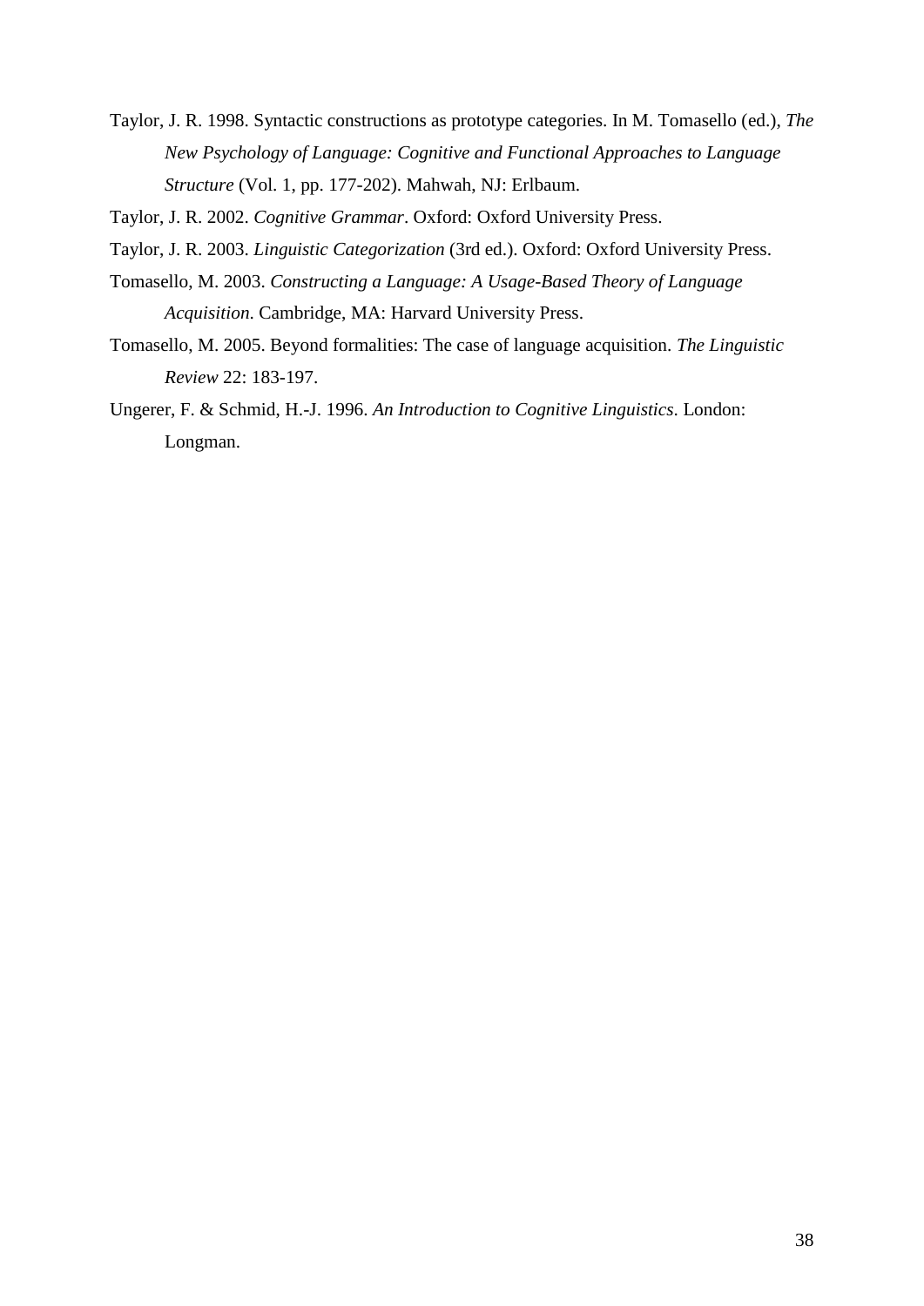Taylor, J. R. 1998. Syntactic constructions as prototype categories. In M. Tomasello (ed.), *The New Psychology of Language: Cognitive and Functional Approaches to Language Structure* (Vol. 1, pp. 177-202). Mahwah, NJ: Erlbaum.

Taylor, J. R. 2002. *Cognitive Grammar*. Oxford: Oxford University Press.

Taylor, J. R. 2003. *Linguistic Categorization* (3rd ed.). Oxford: Oxford University Press.

Tomasello, M. 2003. *Constructing a Language: A Usage-Based Theory of Language Acquisition*. Cambridge, MA: Harvard University Press.

Tomasello, M. 2005. Beyond formalities: The case of language acquisition. *The Linguistic Review* 22: 183-197.

Ungerer, F. & Schmid, H.-J. 1996. *An Introduction to Cognitive Linguistics*. London: Longman.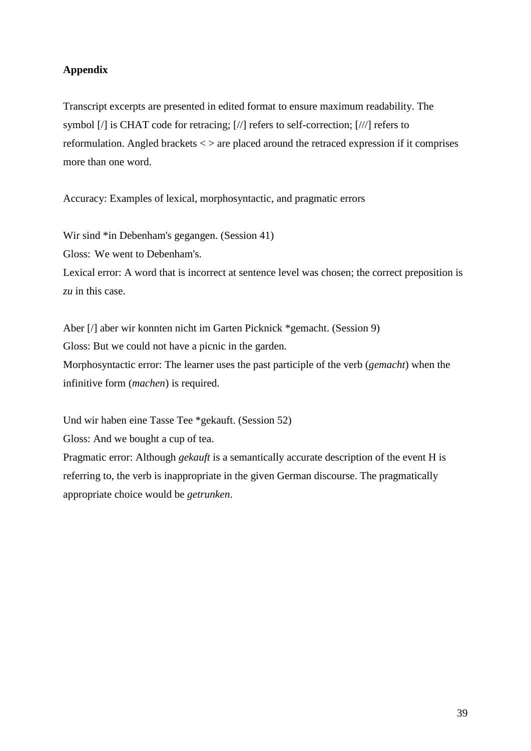**Appendix**

Transcript excerpts are presented in edited format to ensure maximum readability. The symbol [/] is CHAT code for retracing; [//] refers to self-correction; [///] refers to reformulation. Angled brackets < > are placed around the retraced expression if it comprises more than one word.

Accuracy: Examples of lexical, morphosyntactic, and pragmatic errors

Wir sind *in Debenham's gegangen. (Session 41)
Gloss: We went to Debenham's.
Lexical error: A word that is incorrect at sentence level was chosen; the correct preposition is *zu* in this case.

Aber [/] aber wir konnten nicht im Garten Picknick *gemacht. (Session 9)
Gloss: But we could not have a picnic in the garden.
Morphosyntactic error: The learner uses the past participle of the verb (*gemacht*) when the infinitive form (*machen*) is required.

Und wir haben eine Tasse Tee *gekauft. (Session 52)
Gloss: And we bought a cup of tea.
Pragmatic error: Although *gekauft* is a semantically accurate description of the event H is referring to, the verb is inappropriate in the given German discourse. The pragmatically appropriate choice would be *getrunken*.